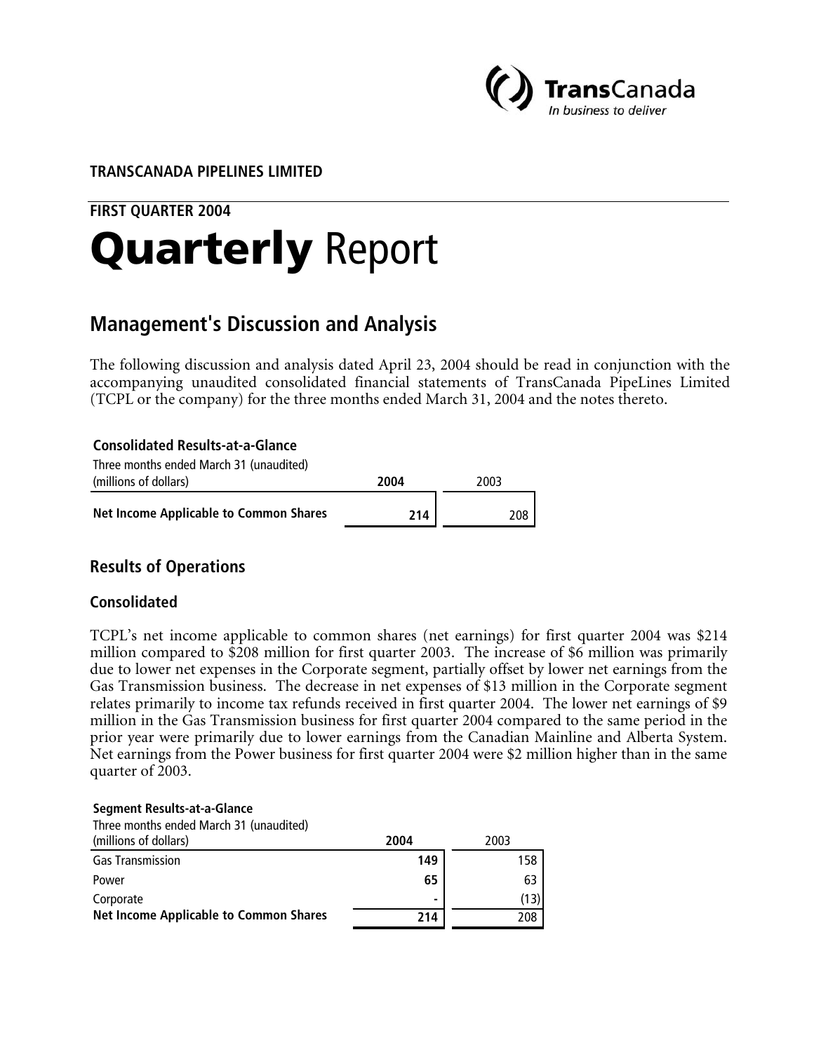**TRANSCANADA PIPELINES LIMITED**

**FIRST QUARTER 2004**

# **Quarterly** Report

## Management's Discussion and Analysis

The following discussion and analysis dated April 23, 2004 should be read in conjunction with the accompanying unaudited consolidated financial statements of TransCanada PipeLines Limited (TCPL or the company) for the three months ended March 31, 2004 and the notes thereto.

**Consolidated Results-at-a-Glance**

| Three months ended March 31 (unaudited) (millions of dollars) | **2004** | 2003 |
|---|---|---|
| **Net Income Applicable to Common Shares** | **214** | 208 |

## Results of Operations

### Consolidated

TCPL's net income applicable to common shares (net earnings) for first quarter 2004 was $214 million compared to $208 million for first quarter 2003. The increase of $6 million was primarily due to lower net expenses in the Corporate segment, partially offset by lower net earnings from the Gas Transmission business. The decrease in net expenses of $13 million in the Corporate segment relates primarily to income tax refunds received in first quarter 2004. The lower net earnings of $9 million in the Gas Transmission business for first quarter 2004 compared to the same period in the prior year were primarily due to lower earnings from the Canadian Mainline and Alberta System. Net earnings from the Power business for first quarter 2004 were $2 million higher than in the same quarter of 2003.

**Segment Results-at-a-Glance**

| Three months ended March 31 (unaudited) (millions of dollars) | **2004** | 2003 |
|---|---|---|
| Gas Transmission | **149** | 158 |
| Power | **65** | 63 |
| Corporate | **-** | (13) |
| **Net Income Applicable to Common Shares** | **214** | 208 |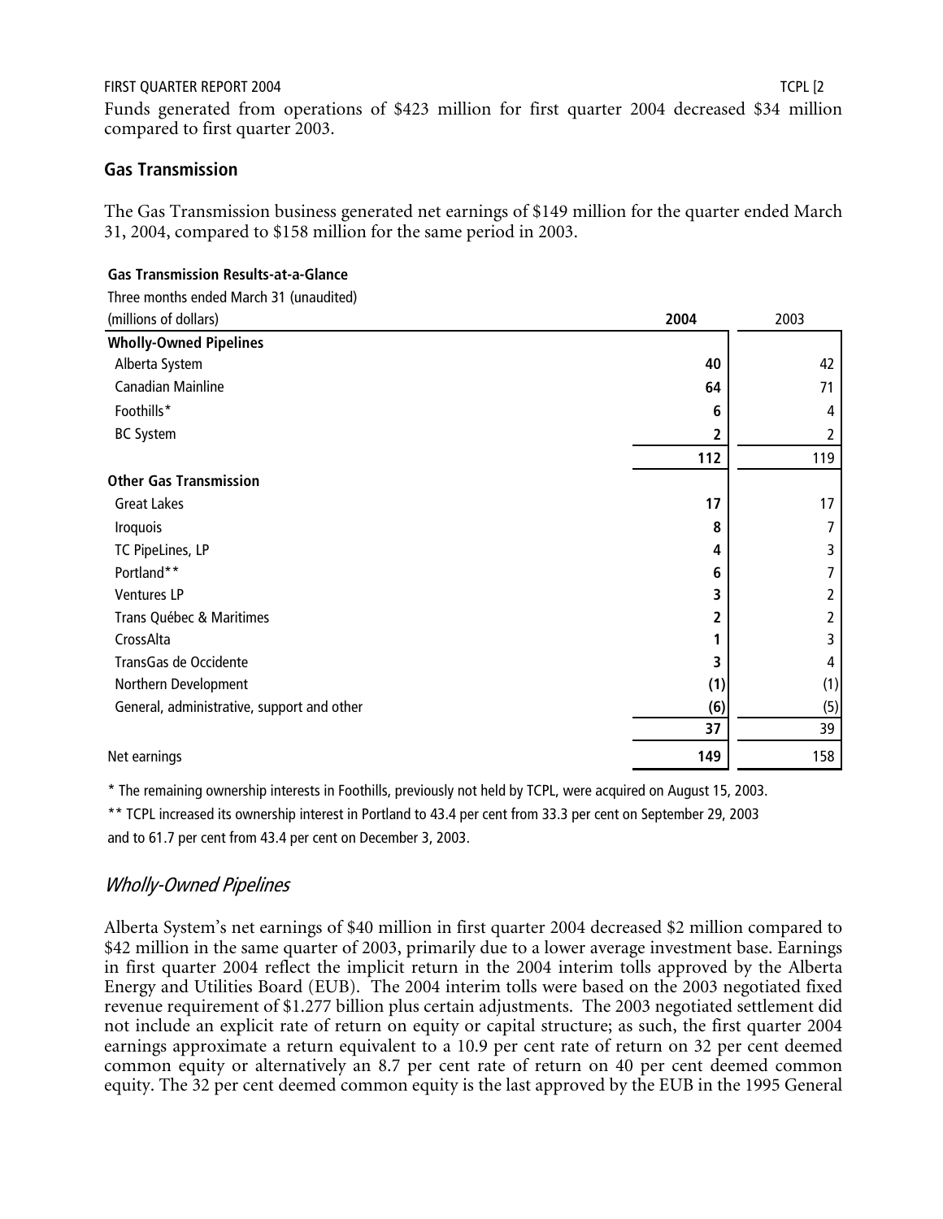Funds generated from operations of $423 million for first quarter 2004 decreased $34 million compared to first quarter 2003.

## Gas Transmission

The Gas Transmission business generated net earnings of $149 million for the quarter ended March 31, 2004, compared to $158 million for the same period in 2003.

**Gas Transmission Results-at-a-Glance**

Three months ended March 31 (unaudited)

| (millions of dollars) | **2004** | 2003 |
|---|---|---|
| **Wholly-Owned Pipelines** | | |
| Alberta System | **40** | 42 |
| Canadian Mainline | **64** | 71 |
| Foothills* | **6** | 4 |
| BC System | **2** | 2 |
| | **112** | 119 |
| **Other Gas Transmission** | | |
| Great Lakes | **17** | 17 |
| Iroquois | **8** | 7 |
| TC PipeLines, LP | **4** | 3 |
| Portland** | **6** | 7 |
| Ventures LP | **3** | 2 |
| Trans Québec & Maritimes | **2** | 2 |
| CrossAlta | **1** | 3 |
| TransGas de Occidente | **3** | 4 |
| Northern Development | **(1)** | (1) |
| General, administrative, support and other | **(6)** | (5) |
| | **37** | 39 |
| Net earnings | **149** | 158 |

* The remaining ownership interests in Foothills, previously not held by TCPL, were acquired on August 15, 2003.

** TCPL increased its ownership interest in Portland to 43.4 per cent from 33.3 per cent on September 29, 2003 and to 61.7 per cent from 43.4 per cent on December 3, 2003.

### *Wholly-Owned Pipelines*

Alberta System's net earnings of $40 million in first quarter 2004 decreased $2 million compared to $42 million in the same quarter of 2003, primarily due to a lower average investment base. Earnings in first quarter 2004 reflect the implicit return in the 2004 interim tolls approved by the Alberta Energy and Utilities Board (EUB). The 2004 interim tolls were based on the 2003 negotiated fixed revenue requirement of $1.277 billion plus certain adjustments. The 2003 negotiated settlement did not include an explicit rate of return on equity or capital structure; as such, the first quarter 2004 earnings approximate a return equivalent to a 10.9 per cent rate of return on 32 per cent deemed common equity or alternatively an 8.7 per cent rate of return on 40 per cent deemed common equity. The 32 per cent deemed common equity is the last approved by the EUB in the 1995 General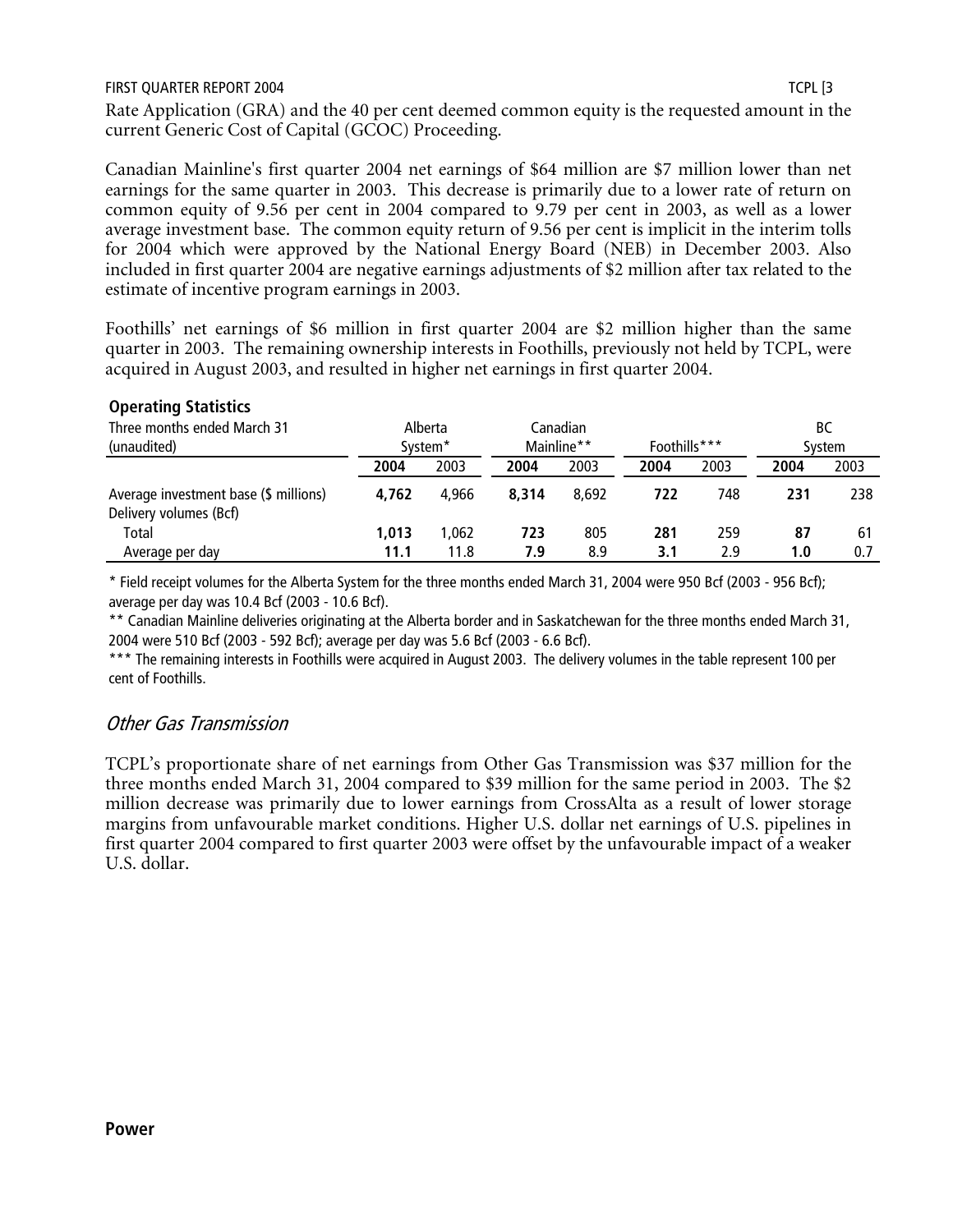Rate Application (GRA) and the 40 per cent deemed common equity is the requested amount in the current Generic Cost of Capital (GCOC) Proceeding.

Canadian Mainline's first quarter 2004 net earnings of $64 million are $7 million lower than net earnings for the same quarter in 2003. This decrease is primarily due to a lower rate of return on common equity of 9.56 per cent in 2004 compared to 9.79 per cent in 2003, as well as a lower average investment base. The common equity return of 9.56 per cent is implicit in the interim tolls for 2004 which were approved by the National Energy Board (NEB) in December 2003. Also included in first quarter 2004 are negative earnings adjustments of $2 million after tax related to the estimate of incentive program earnings in 2003.

Foothills' net earnings of $6 million in first quarter 2004 are $2 million higher than the same quarter in 2003. The remaining ownership interests in Foothills, previously not held by TCPL, were acquired in August 2003, and resulted in higher net earnings in first quarter 2004.

**Operating Statistics**

| Three months ended March 31 (unaudited) | Alberta System* | | Canadian Mainline** | | Foothills*** | | BC System | |
|---|---|---|---|---|---|---|---|---|
| | **2004** | 2003 | **2004** | 2003 | **2004** | 2003 | **2004** | 2003 |
| Average investment base ($ millions) | **4,762** | 4,966 | **8,314** | 8,692 | **722** | 748 | **231** | 238 |
| Delivery volumes (Bcf) | | | | | | | | |
| Total | **1,013** | 1,062 | **723** | 805 | **281** | 259 | **87** | 61 |
| Average per day | **11.1** | 11.8 | **7.9** | 8.9 | **3.1** | 2.9 | **1.0** | 0.7 |

\* Field receipt volumes for the Alberta System for the three months ended March 31, 2004 were 950 Bcf (2003 - 956 Bcf); average per day was 10.4 Bcf (2003 - 10.6 Bcf).

\*\* Canadian Mainline deliveries originating at the Alberta border and in Saskatchewan for the three months ended March 31, 2004 were 510 Bcf (2003 - 592 Bcf); average per day was 5.6 Bcf (2003 - 6.6 Bcf).

\*\*\* The remaining interests in Foothills were acquired in August 2003. The delivery volumes in the table represent 100 per cent of Foothills.

### *Other Gas Transmission*

TCPL's proportionate share of net earnings from Other Gas Transmission was $37 million for the three months ended March 31, 2004 compared to $39 million for the same period in 2003. The $2 million decrease was primarily due to lower earnings from CrossAlta as a result of lower storage margins from unfavourable market conditions. Higher U.S. dollar net earnings of U.S. pipelines in first quarter 2004 compared to first quarter 2003 were offset by the unfavourable impact of a weaker U.S. dollar.

**Power**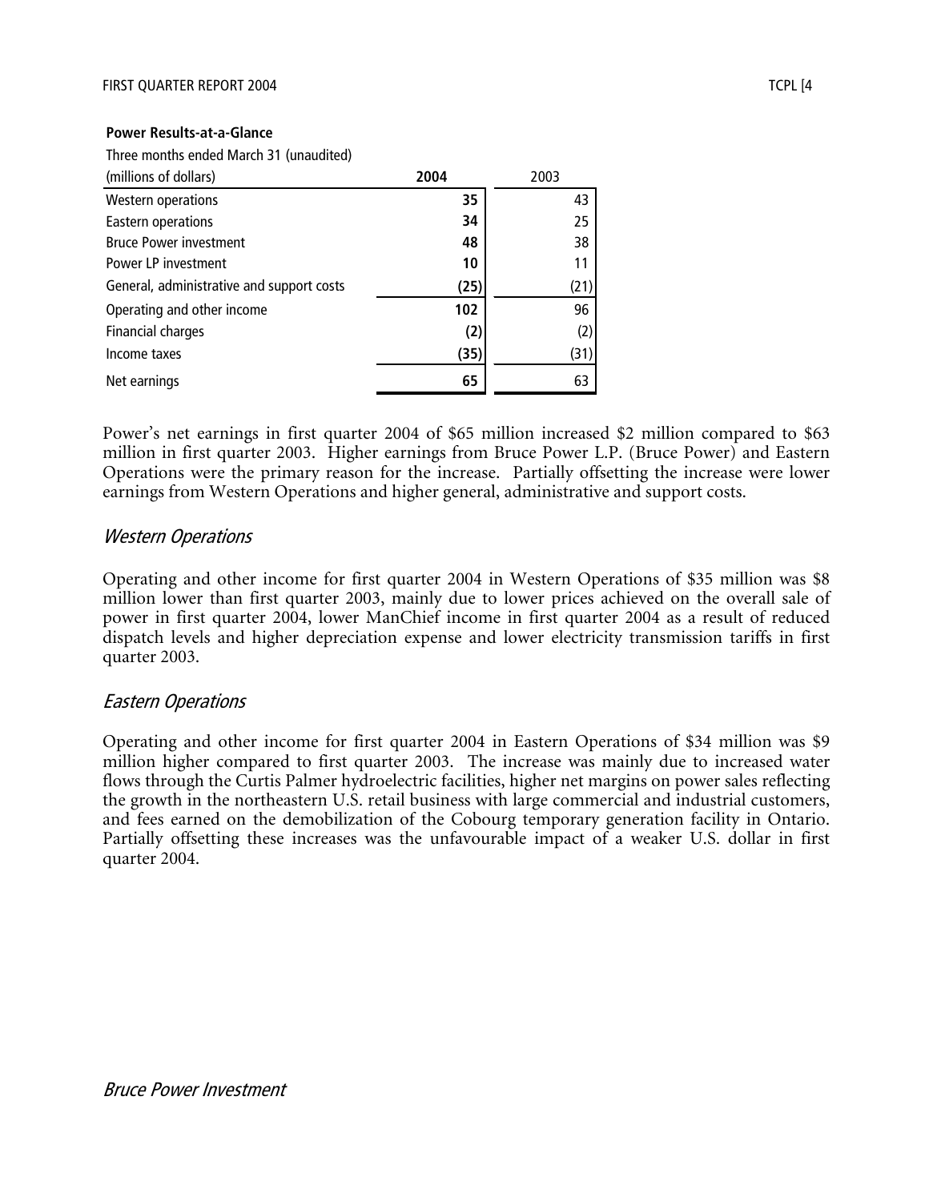**Power Results-at-a-Glance**

| Three months ended March 31 (unaudited) (millions of dollars) | 2004 | 2003 |
|---|---|---|
| Western operations | 35 | 43 |
| Eastern operations | 34 | 25 |
| Bruce Power investment | 48 | 38 |
| Power LP investment | 10 | 11 |
| General, administrative and support costs | (25) | (21) |
| Operating and other income | 102 | 96 |
| Financial charges | (2) | (2) |
| Income taxes | (35) | (31) |
| Net earnings | 65 | 63 |

Power's net earnings in first quarter 2004 of $65 million increased $2 million compared to $63 million in first quarter 2003. Higher earnings from Bruce Power L.P. (Bruce Power) and Eastern Operations were the primary reason for the increase. Partially offsetting the increase were lower earnings from Western Operations and higher general, administrative and support costs.

## *Western Operations*

Operating and other income for first quarter 2004 in Western Operations of $35 million was $8 million lower than first quarter 2003, mainly due to lower prices achieved on the overall sale of power in first quarter 2004, lower ManChief income in first quarter 2004 as a result of reduced dispatch levels and higher depreciation expense and lower electricity transmission tariffs in first quarter 2003.

## *Eastern Operations*

Operating and other income for first quarter 2004 in Eastern Operations of $34 million was $9 million higher compared to first quarter 2003. The increase was mainly due to increased water flows through the Curtis Palmer hydroelectric facilities, higher net margins on power sales reflecting the growth in the northeastern U.S. retail business with large commercial and industrial customers, and fees earned on the demobilization of the Cobourg temporary generation facility in Ontario. Partially offsetting these increases was the unfavourable impact of a weaker U.S. dollar in first quarter 2004.

## *Bruce Power Investment*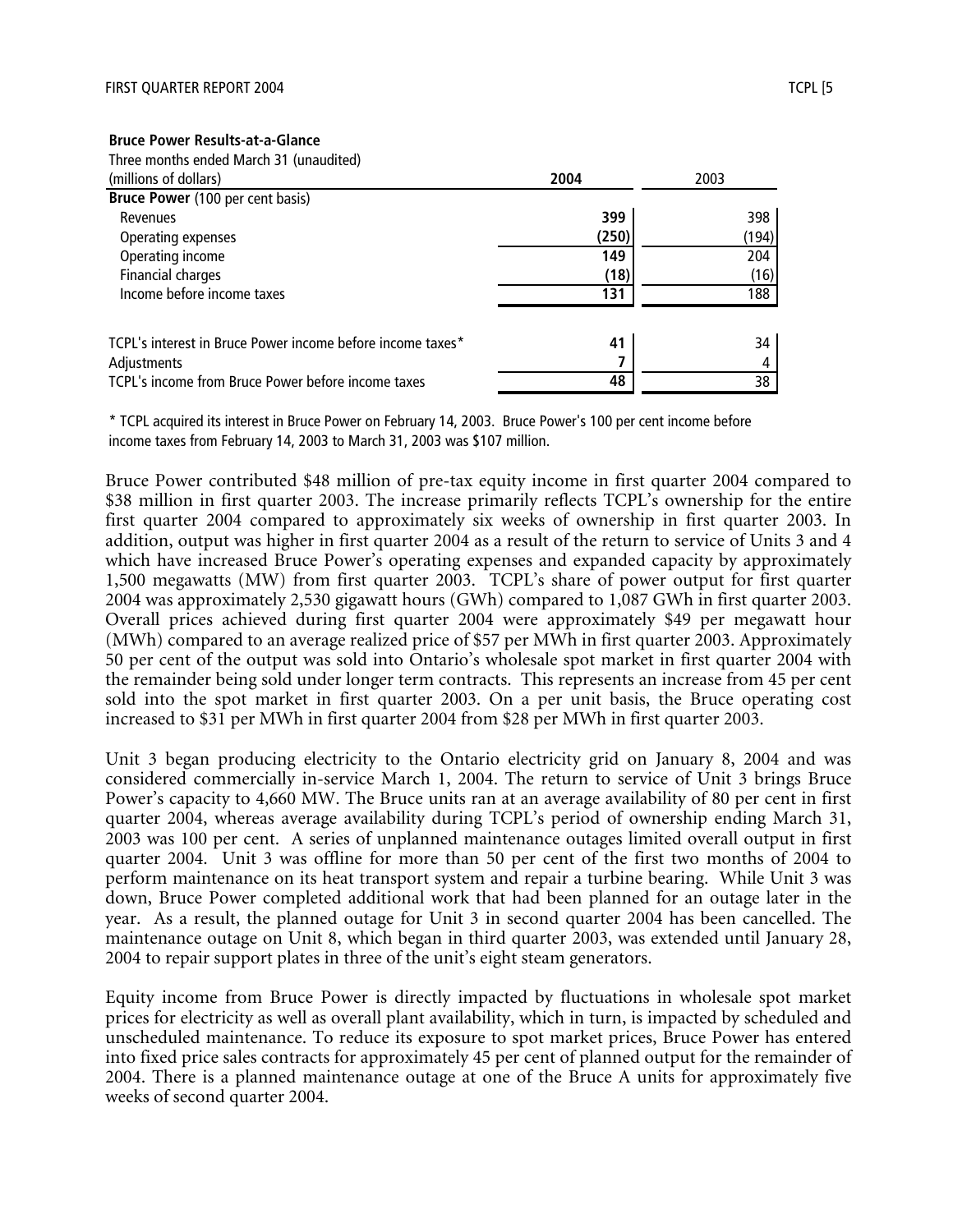**Bruce Power Results-at-a-Glance**

| Three months ended March 31 (unaudited) (millions of dollars) | **2004** | 2003 |
|---|---|---|
| **Bruce Power** (100 per cent basis) | | |
| Revenues | **399** | 398 |
| Operating expenses | **(250)** | (194) |
| Operating income | **149** | 204 |
| Financial charges | **(18)** | (16) |
| Income before income taxes | **131** | 188 |
| | | |
| TCPL's interest in Bruce Power income before income taxes* | **41** | 34 |
| Adjustments | **7** | 4 |
| TCPL's income from Bruce Power before income taxes | **48** | 38 |

\* TCPL acquired its interest in Bruce Power on February 14, 2003. Bruce Power's 100 per cent income before income taxes from February 14, 2003 to March 31, 2003 was $107 million.

Bruce Power contributed $48 million of pre-tax equity income in first quarter 2004 compared to $38 million in first quarter 2003. The increase primarily reflects TCPL's ownership for the entire first quarter 2004 compared to approximately six weeks of ownership in first quarter 2003. In addition, output was higher in first quarter 2004 as a result of the return to service of Units 3 and 4 which have increased Bruce Power's operating expenses and expanded capacity by approximately 1,500 megawatts (MW) from first quarter 2003. TCPL's share of power output for first quarter 2004 was approximately 2,530 gigawatt hours (GWh) compared to 1,087 GWh in first quarter 2003. Overall prices achieved during first quarter 2004 were approximately $49 per megawatt hour (MWh) compared to an average realized price of $57 per MWh in first quarter 2003. Approximately 50 per cent of the output was sold into Ontario's wholesale spot market in first quarter 2004 with the remainder being sold under longer term contracts. This represents an increase from 45 per cent sold into the spot market in first quarter 2003. On a per unit basis, the Bruce operating cost increased to $31 per MWh in first quarter 2004 from $28 per MWh in first quarter 2003.

Unit 3 began producing electricity to the Ontario electricity grid on January 8, 2004 and was considered commercially in-service March 1, 2004. The return to service of Unit 3 brings Bruce Power's capacity to 4,660 MW. The Bruce units ran at an average availability of 80 per cent in first quarter 2004, whereas average availability during TCPL's period of ownership ending March 31, 2003 was 100 per cent. A series of unplanned maintenance outages limited overall output in first quarter 2004. Unit 3 was offline for more than 50 per cent of the first two months of 2004 to perform maintenance on its heat transport system and repair a turbine bearing. While Unit 3 was down, Bruce Power completed additional work that had been planned for an outage later in the year. As a result, the planned outage for Unit 3 in second quarter 2004 has been cancelled. The maintenance outage on Unit 8, which began in third quarter 2003, was extended until January 28, 2004 to repair support plates in three of the unit's eight steam generators.

Equity income from Bruce Power is directly impacted by fluctuations in wholesale spot market prices for electricity as well as overall plant availability, which in turn, is impacted by scheduled and unscheduled maintenance. To reduce its exposure to spot market prices, Bruce Power has entered into fixed price sales contracts for approximately 45 per cent of planned output for the remainder of 2004. There is a planned maintenance outage at one of the Bruce A units for approximately five weeks of second quarter 2004.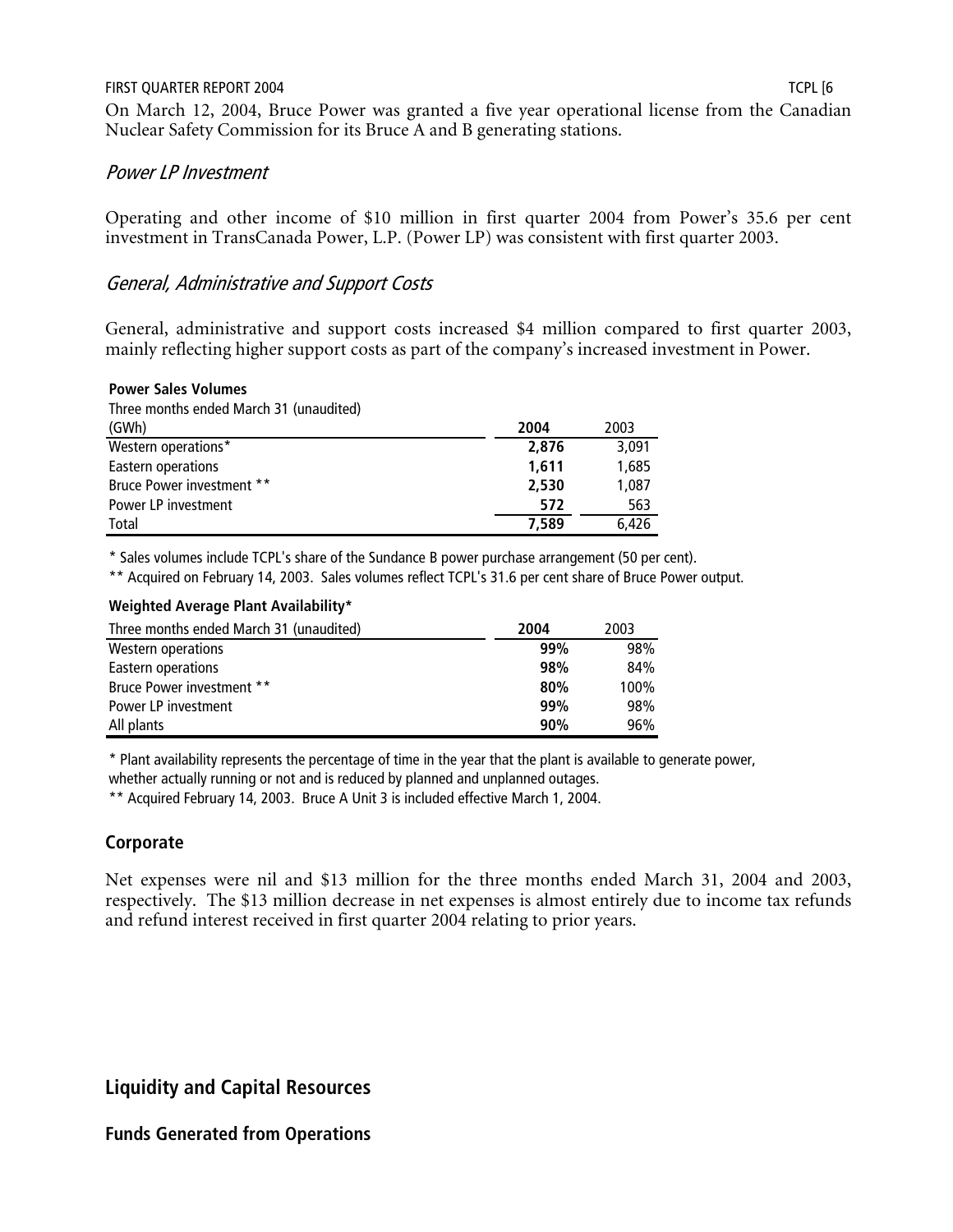On March 12, 2004, Bruce Power was granted a five year operational license from the Canadian Nuclear Safety Commission for its Bruce A and B generating stations.

### *Power LP Investment*

Operating and other income of $10 million in first quarter 2004 from Power's 35.6 per cent investment in TransCanada Power, L.P. (Power LP) was consistent with first quarter 2003.

### *General, Administrative and Support Costs*

General, administrative and support costs increased $4 million compared to first quarter 2003, mainly reflecting higher support costs as part of the company's increased investment in Power.

**Power Sales Volumes**

| Three months ended March 31 (unaudited) (GWh) | **2004** | 2003 |
|---|---|---|
| Western operations* | **2,876** | 3,091 |
| Eastern operations | **1,611** | 1,685 |
| Bruce Power investment ** | **2,530** | 1,087 |
| Power LP investment | **572** | 563 |
| Total | **7,589** | 6,426 |

* Sales volumes include TCPL's share of the Sundance B power purchase arrangement (50 per cent).

** Acquired on February 14, 2003. Sales volumes reflect TCPL's 31.6 per cent share of Bruce Power output.

**Weighted Average Plant Availability***

| Three months ended March 31 (unaudited) | **2004** | 2003 |
|---|---|---|
| Western operations | **99%** | 98% |
| Eastern operations | **98%** | 84% |
| Bruce Power investment ** | **80%** | 100% |
| Power LP investment | **99%** | 98% |
| All plants | **90%** | 96% |

* Plant availability represents the percentage of time in the year that the plant is available to generate power, whether actually running or not and is reduced by planned and unplanned outages.

** Acquired February 14, 2003. Bruce A Unit 3 is included effective March 1, 2004.

## Corporate

Net expenses were nil and $13 million for the three months ended March 31, 2004 and 2003, respectively. The $13 million decrease in net expenses is almost entirely due to income tax refunds and refund interest received in first quarter 2004 relating to prior years.

## Liquidity and Capital Resources

### Funds Generated from Operations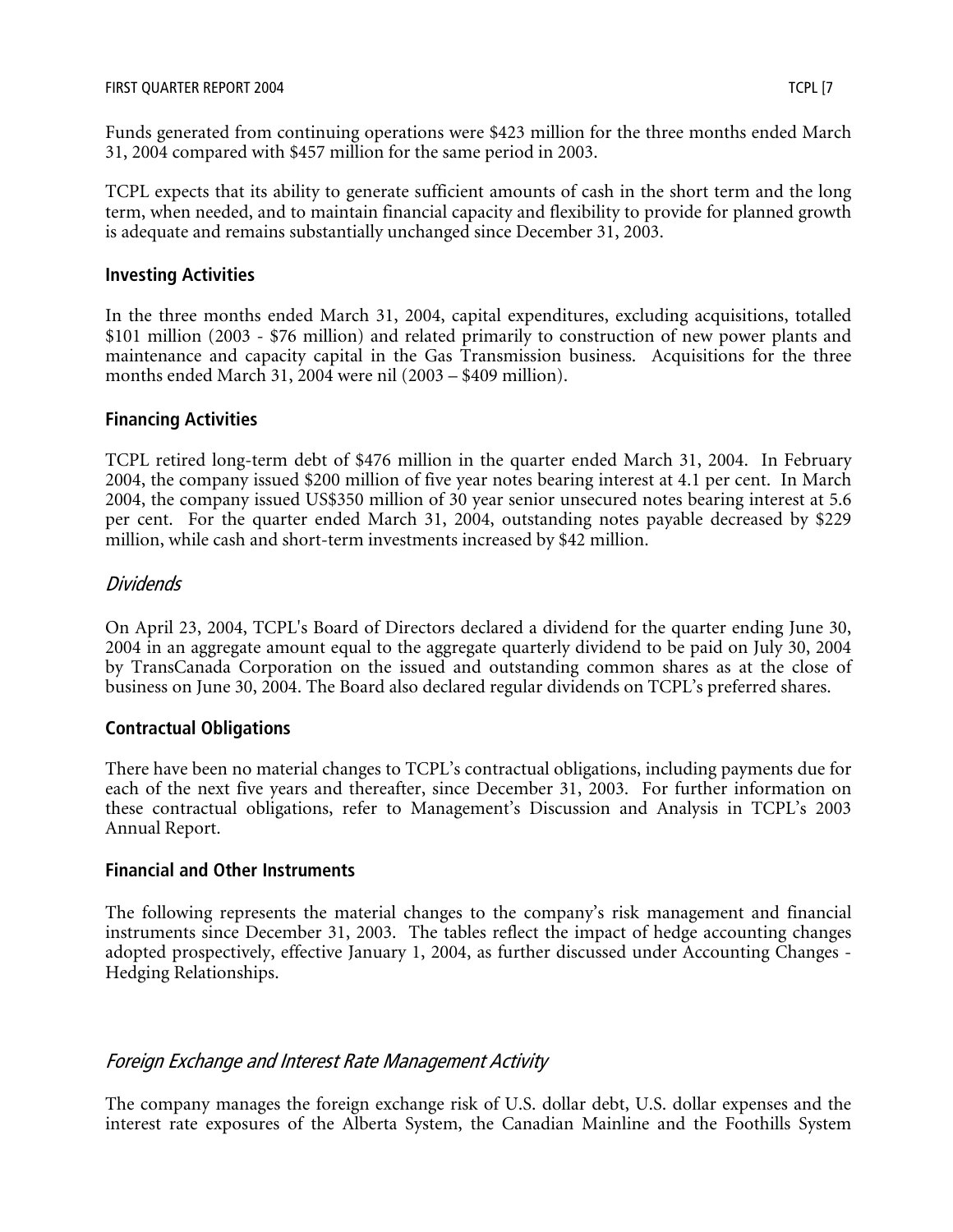Funds generated from continuing operations were $423 million for the three months ended March 31, 2004 compared with $457 million for the same period in 2003.

TCPL expects that its ability to generate sufficient amounts of cash in the short term and the long term, when needed, and to maintain financial capacity and flexibility to provide for planned growth is adequate and remains substantially unchanged since December 31, 2003.

### Investing Activities

In the three months ended March 31, 2004, capital expenditures, excluding acquisitions, totalled $101 million (2003 - $76 million) and related primarily to construction of new power plants and maintenance and capacity capital in the Gas Transmission business. Acquisitions for the three months ended March 31, 2004 were nil (2003 – $409 million).

### Financing Activities

TCPL retired long-term debt of $476 million in the quarter ended March 31, 2004. In February 2004, the company issued $200 million of five year notes bearing interest at 4.1 per cent. In March 2004, the company issued US$350 million of 30 year senior unsecured notes bearing interest at 5.6 per cent. For the quarter ended March 31, 2004, outstanding notes payable decreased by $229 million, while cash and short-term investments increased by $42 million.

## *Dividends*

On April 23, 2004, TCPL's Board of Directors declared a dividend for the quarter ending June 30, 2004 in an aggregate amount equal to the aggregate quarterly dividend to be paid on July 30, 2004 by TransCanada Corporation on the issued and outstanding common shares as at the close of business on June 30, 2004. The Board also declared regular dividends on TCPL's preferred shares.

### Contractual Obligations

There have been no material changes to TCPL's contractual obligations, including payments due for each of the next five years and thereafter, since December 31, 2003. For further information on these contractual obligations, refer to Management's Discussion and Analysis in TCPL's 2003 Annual Report.

### Financial and Other Instruments

The following represents the material changes to the company's risk management and financial instruments since December 31, 2003. The tables reflect the impact of hedge accounting changes adopted prospectively, effective January 1, 2004, as further discussed under Accounting Changes - Hedging Relationships.

## *Foreign Exchange and Interest Rate Management Activity*

The company manages the foreign exchange risk of U.S. dollar debt, U.S. dollar expenses and the interest rate exposures of the Alberta System, the Canadian Mainline and the Foothills System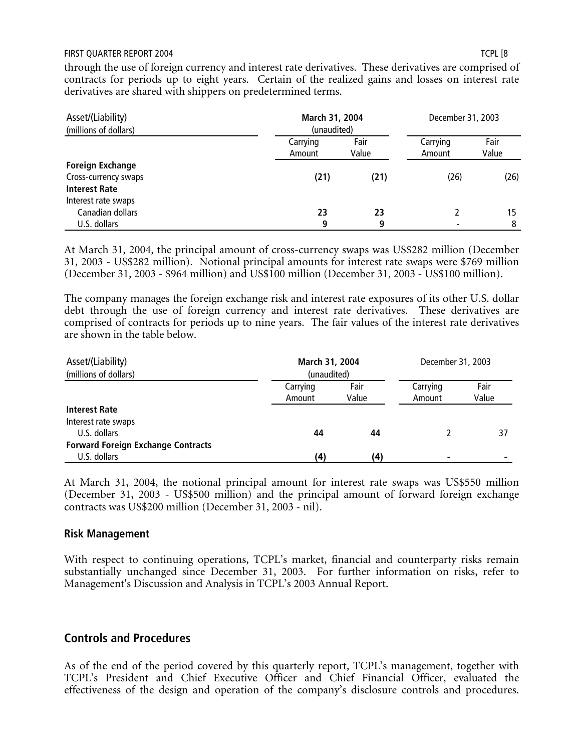through the use of foreign currency and interest rate derivatives. These derivatives are comprised of contracts for periods up to eight years. Certain of the realized gains and losses on interest rate derivatives are shared with shippers on predetermined terms.

| Asset/(Liability) (millions of dollars) | **March 31, 2004** (unaudited) | | December 31, 2003 | |
|---|---|---|---|---|
| | Carrying Amount | Fair Value | Carrying Amount | Fair Value |
| **Foreign Exchange** | | | | |
| Cross-currency swaps | **(21)** | **(21)** | (26) | (26) |
| **Interest Rate** | | | | |
| Interest rate swaps | | | | |
| Canadian dollars | **23** | **23** | 2 | 15 |
| U.S. dollars | **9** | **9** | - | 8 |

At March 31, 2004, the principal amount of cross-currency swaps was US$282 million (December 31, 2003 - US$282 million). Notional principal amounts for interest rate swaps were $769 million (December 31, 2003 - $964 million) and US$100 million (December 31, 2003 - US$100 million).

The company manages the foreign exchange risk and interest rate exposures of its other U.S. dollar debt through the use of foreign currency and interest rate derivatives. These derivatives are comprised of contracts for periods up to nine years. The fair values of the interest rate derivatives are shown in the table below.

| Asset/(Liability) (millions of dollars) | **March 31, 2004** (unaudited) | | December 31, 2003 | |
|---|---|---|---|---|
| | Carrying Amount | Fair Value | Carrying Amount | Fair Value |
| **Interest Rate** | | | | |
| Interest rate swaps | | | | |
| U.S. dollars | **44** | **44** | 2 | 37 |
| **Forward Foreign Exchange Contracts** | | | | |
| U.S. dollars | **(4)** | **(4)** | - | - |

At March 31, 2004, the notional principal amount for interest rate swaps was US$550 million (December 31, 2003 - US$500 million) and the principal amount of forward foreign exchange contracts was US$200 million (December 31, 2003 - nil).

### Risk Management

With respect to continuing operations, TCPL's market, financial and counterparty risks remain substantially unchanged since December 31, 2003. For further information on risks, refer to Management's Discussion and Analysis in TCPL's 2003 Annual Report.

## Controls and Procedures

As of the end of the period covered by this quarterly report, TCPL's management, together with TCPL's President and Chief Executive Officer and Chief Financial Officer, evaluated the effectiveness of the design and operation of the company's disclosure controls and procedures.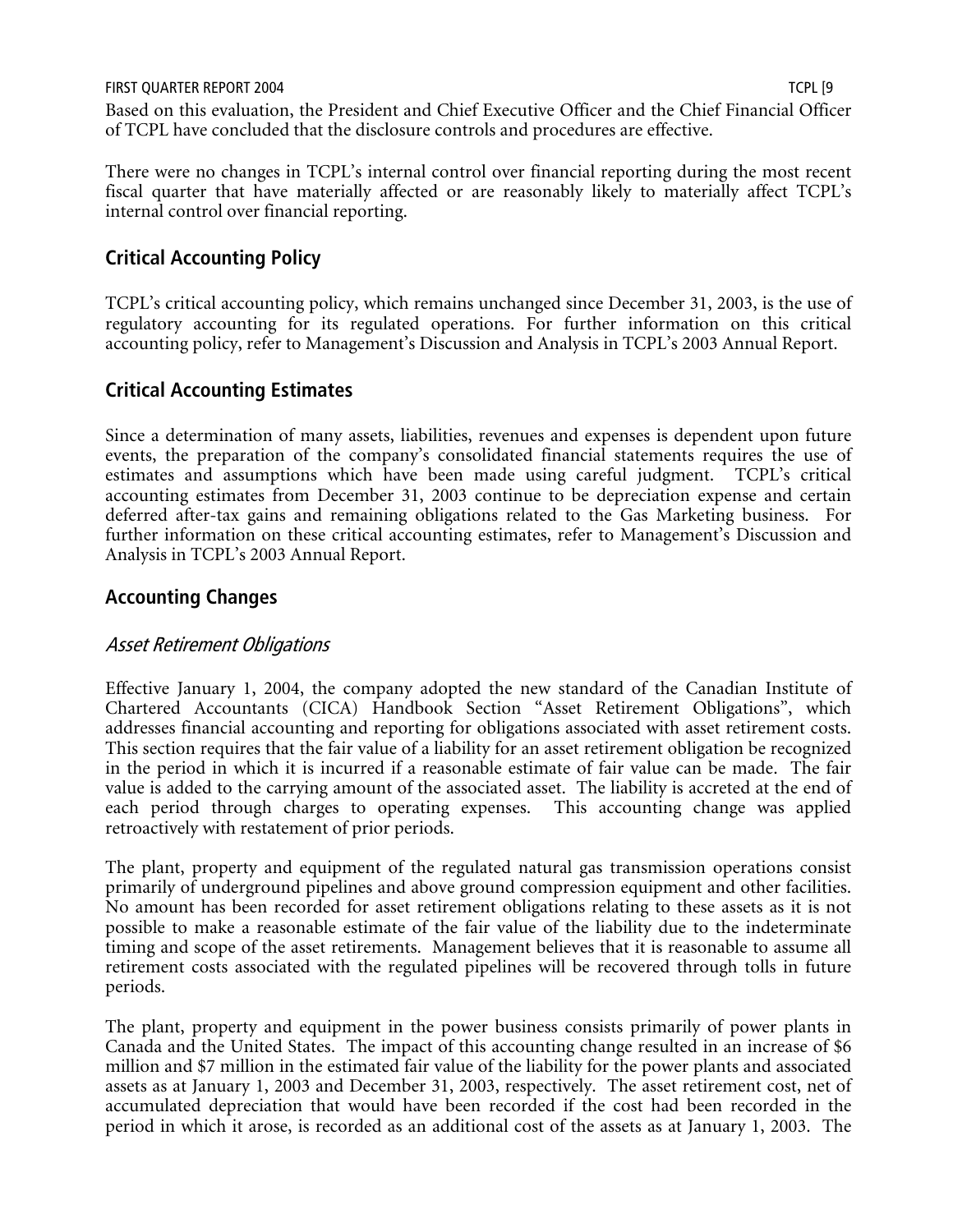Based on this evaluation, the President and Chief Executive Officer and the Chief Financial Officer of TCPL have concluded that the disclosure controls and procedures are effective.

There were no changes in TCPL's internal control over financial reporting during the most recent fiscal quarter that have materially affected or are reasonably likely to materially affect TCPL's internal control over financial reporting.

## Critical Accounting Policy

TCPL's critical accounting policy, which remains unchanged since December 31, 2003, is the use of regulatory accounting for its regulated operations. For further information on this critical accounting policy, refer to Management's Discussion and Analysis in TCPL's 2003 Annual Report.

## Critical Accounting Estimates

Since a determination of many assets, liabilities, revenues and expenses is dependent upon future events, the preparation of the company's consolidated financial statements requires the use of estimates and assumptions which have been made using careful judgment. TCPL's critical accounting estimates from December 31, 2003 continue to be depreciation expense and certain deferred after-tax gains and remaining obligations related to the Gas Marketing business. For further information on these critical accounting estimates, refer to Management's Discussion and Analysis in TCPL's 2003 Annual Report.

## Accounting Changes

### *Asset Retirement Obligations*

Effective January 1, 2004, the company adopted the new standard of the Canadian Institute of Chartered Accountants (CICA) Handbook Section "Asset Retirement Obligations", which addresses financial accounting and reporting for obligations associated with asset retirement costs. This section requires that the fair value of a liability for an asset retirement obligation be recognized in the period in which it is incurred if a reasonable estimate of fair value can be made. The fair value is added to the carrying amount of the associated asset. The liability is accreted at the end of each period through charges to operating expenses. This accounting change was applied retroactively with restatement of prior periods.

The plant, property and equipment of the regulated natural gas transmission operations consist primarily of underground pipelines and above ground compression equipment and other facilities. No amount has been recorded for asset retirement obligations relating to these assets as it is not possible to make a reasonable estimate of the fair value of the liability due to the indeterminate timing and scope of the asset retirements. Management believes that it is reasonable to assume all retirement costs associated with the regulated pipelines will be recovered through tolls in future periods.

The plant, property and equipment in the power business consists primarily of power plants in Canada and the United States. The impact of this accounting change resulted in an increase of $6 million and $7 million in the estimated fair value of the liability for the power plants and associated assets as at January 1, 2003 and December 31, 2003, respectively. The asset retirement cost, net of accumulated depreciation that would have been recorded if the cost had been recorded in the period in which it arose, is recorded as an additional cost of the assets as at January 1, 2003. The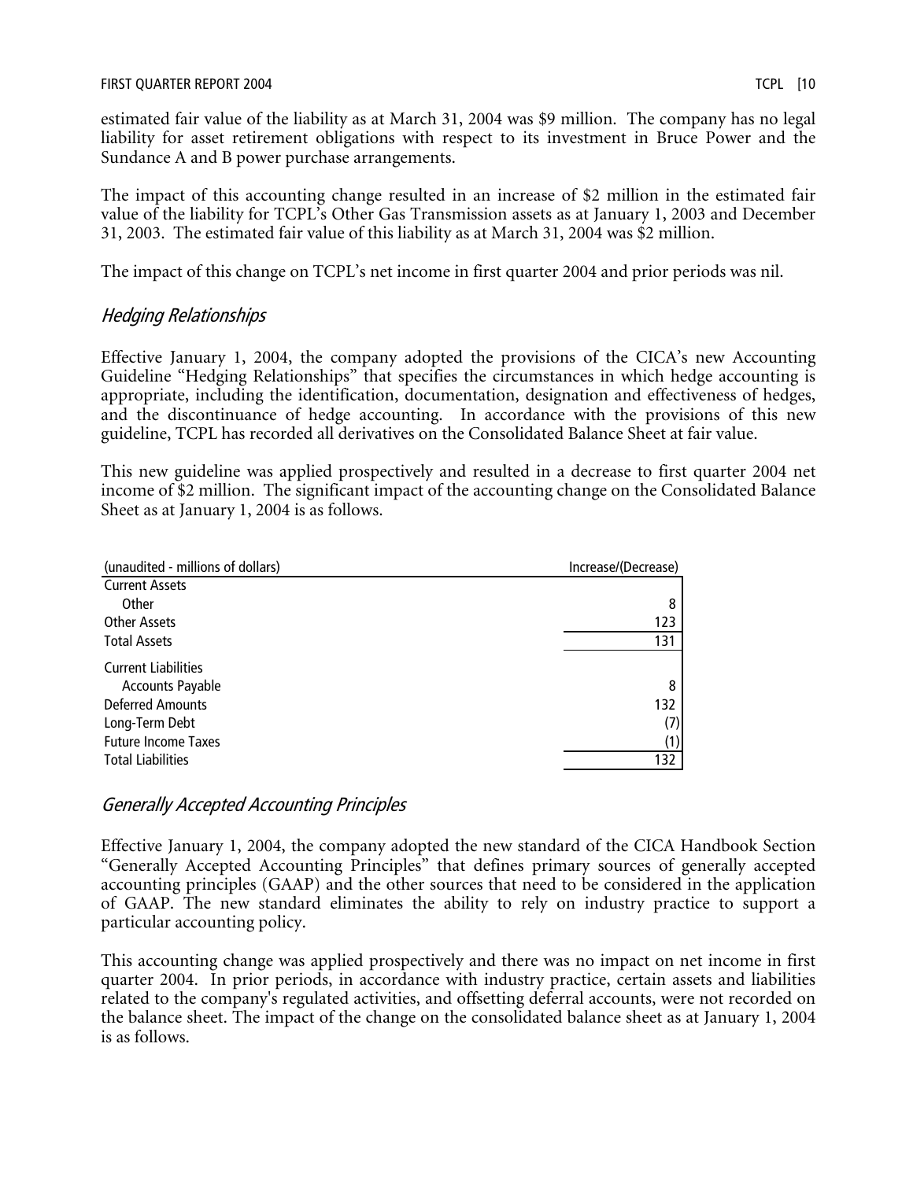estimated fair value of the liability as at March 31, 2004 was $9 million. The company has no legal liability for asset retirement obligations with respect to its investment in Bruce Power and the Sundance A and B power purchase arrangements.

The impact of this accounting change resulted in an increase of $2 million in the estimated fair value of the liability for TCPL's Other Gas Transmission assets as at January 1, 2003 and December 31, 2003. The estimated fair value of this liability as at March 31, 2004 was $2 million.

The impact of this change on TCPL's net income in first quarter 2004 and prior periods was nil.

### *Hedging Relationships*

Effective January 1, 2004, the company adopted the provisions of the CICA's new Accounting Guideline "Hedging Relationships" that specifies the circumstances in which hedge accounting is appropriate, including the identification, documentation, designation and effectiveness of hedges, and the discontinuance of hedge accounting. In accordance with the provisions of this new guideline, TCPL has recorded all derivatives on the Consolidated Balance Sheet at fair value.

This new guideline was applied prospectively and resulted in a decrease to first quarter 2004 net income of $2 million. The significant impact of the accounting change on the Consolidated Balance Sheet as at January 1, 2004 is as follows.

| (unaudited - millions of dollars) | Increase/(Decrease) |
|---|---|
| Current Assets | |
| Other | 8 |
| Other Assets | 123 |
| Total Assets | 131 |
| Current Liabilities | |
| Accounts Payable | 8 |
| Deferred Amounts | 132 |
| Long-Term Debt | (7) |
| Future Income Taxes | (1) |
| Total Liabilities | 132 |

### *Generally Accepted Accounting Principles*

Effective January 1, 2004, the company adopted the new standard of the CICA Handbook Section "Generally Accepted Accounting Principles" that defines primary sources of generally accepted accounting principles (GAAP) and the other sources that need to be considered in the application of GAAP. The new standard eliminates the ability to rely on industry practice to support a particular accounting policy.

This accounting change was applied prospectively and there was no impact on net income in first quarter 2004. In prior periods, in accordance with industry practice, certain assets and liabilities related to the company's regulated activities, and offsetting deferral accounts, were not recorded on the balance sheet. The impact of the change on the consolidated balance sheet as at January 1, 2004 is as follows.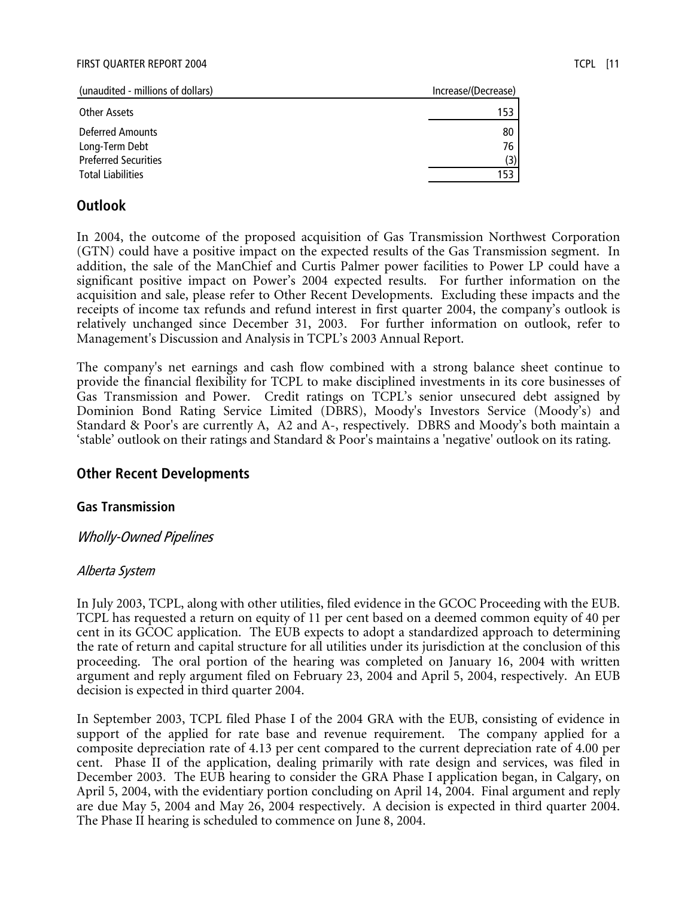| (unaudited - millions of dollars) | Increase/(Decrease) |
| --- | --- |
| Other Assets | 153 |
| Deferred Amounts | 80 |
| Long-Term Debt | 76 |
| Preferred Securities | (3) |
| Total Liabilities | 153 |

## Outlook

In 2004, the outcome of the proposed acquisition of Gas Transmission Northwest Corporation (GTN) could have a positive impact on the expected results of the Gas Transmission segment. In addition, the sale of the ManChief and Curtis Palmer power facilities to Power LP could have a significant positive impact on Power's 2004 expected results. For further information on the acquisition and sale, please refer to Other Recent Developments. Excluding these impacts and the receipts of income tax refunds and refund interest in first quarter 2004, the company's outlook is relatively unchanged since December 31, 2003. For further information on outlook, refer to Management's Discussion and Analysis in TCPL's 2003 Annual Report.

The company's net earnings and cash flow combined with a strong balance sheet continue to provide the financial flexibility for TCPL to make disciplined investments in its core businesses of Gas Transmission and Power. Credit ratings on TCPL's senior unsecured debt assigned by Dominion Bond Rating Service Limited (DBRS), Moody's Investors Service (Moody's) and Standard & Poor's are currently A, A2 and A-, respectively. DBRS and Moody's both maintain a 'stable' outlook on their ratings and Standard & Poor's maintains a 'negative' outlook on its rating.

## Other Recent Developments

### Gas Transmission

*Wholly-Owned Pipelines*

*Alberta System*

In July 2003, TCPL, along with other utilities, filed evidence in the GCOC Proceeding with the EUB. TCPL has requested a return on equity of 11 per cent based on a deemed common equity of 40 per cent in its GCOC application. The EUB expects to adopt a standardized approach to determining the rate of return and capital structure for all utilities under its jurisdiction at the conclusion of this proceeding. The oral portion of the hearing was completed on January 16, 2004 with written argument and reply argument filed on February 23, 2004 and April 5, 2004, respectively. An EUB decision is expected in third quarter 2004.

In September 2003, TCPL filed Phase I of the 2004 GRA with the EUB, consisting of evidence in support of the applied for rate base and revenue requirement. The company applied for a composite depreciation rate of 4.13 per cent compared to the current depreciation rate of 4.00 per cent. Phase II of the application, dealing primarily with rate design and services, was filed in December 2003. The EUB hearing to consider the GRA Phase I application began, in Calgary, on April 5, 2004, with the evidentiary portion concluding on April 14, 2004. Final argument and reply are due May 5, 2004 and May 26, 2004 respectively. A decision is expected in third quarter 2004. The Phase II hearing is scheduled to commence on June 8, 2004.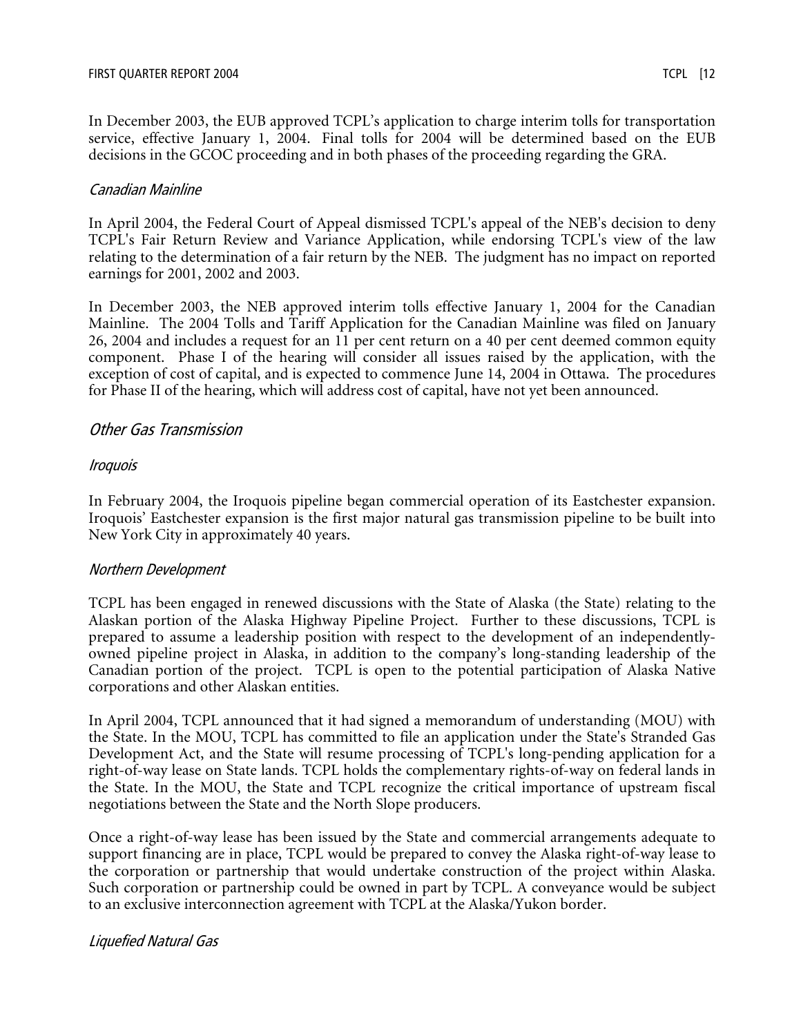In December 2003, the EUB approved TCPL's application to charge interim tolls for transportation service, effective January 1, 2004. Final tolls for 2004 will be determined based on the EUB decisions in the GCOC proceeding and in both phases of the proceeding regarding the GRA.

### *Canadian Mainline*

In April 2004, the Federal Court of Appeal dismissed TCPL's appeal of the NEB's decision to deny TCPL's Fair Return Review and Variance Application, while endorsing TCPL's view of the law relating to the determination of a fair return by the NEB. The judgment has no impact on reported earnings for 2001, 2002 and 2003.

In December 2003, the NEB approved interim tolls effective January 1, 2004 for the Canadian Mainline. The 2004 Tolls and Tariff Application for the Canadian Mainline was filed on January 26, 2004 and includes a request for an 11 per cent return on a 40 per cent deemed common equity component. Phase I of the hearing will consider all issues raised by the application, with the exception of cost of capital, and is expected to commence June 14, 2004 in Ottawa. The procedures for Phase II of the hearing, which will address cost of capital, have not yet been announced.

## *Other Gas Transmission*

### *Iroquois*

In February 2004, the Iroquois pipeline began commercial operation of its Eastchester expansion. Iroquois' Eastchester expansion is the first major natural gas transmission pipeline to be built into New York City in approximately 40 years.

### *Northern Development*

TCPL has been engaged in renewed discussions with the State of Alaska (the State) relating to the Alaskan portion of the Alaska Highway Pipeline Project. Further to these discussions, TCPL is prepared to assume a leadership position with respect to the development of an independently-owned pipeline project in Alaska, in addition to the company's long-standing leadership of the Canadian portion of the project. TCPL is open to the potential participation of Alaska Native corporations and other Alaskan entities.

In April 2004, TCPL announced that it had signed a memorandum of understanding (MOU) with the State. In the MOU, TCPL has committed to file an application under the State's Stranded Gas Development Act, and the State will resume processing of TCPL's long-pending application for a right-of-way lease on State lands. TCPL holds the complementary rights-of-way on federal lands in the State. In the MOU, the State and TCPL recognize the critical importance of upstream fiscal negotiations between the State and the North Slope producers.

Once a right-of-way lease has been issued by the State and commercial arrangements adequate to support financing are in place, TCPL would be prepared to convey the Alaska right-of-way lease to the corporation or partnership that would undertake construction of the project within Alaska. Such corporation or partnership could be owned in part by TCPL. A conveyance would be subject to an exclusive interconnection agreement with TCPL at the Alaska/Yukon border.

### *Liquefied Natural Gas*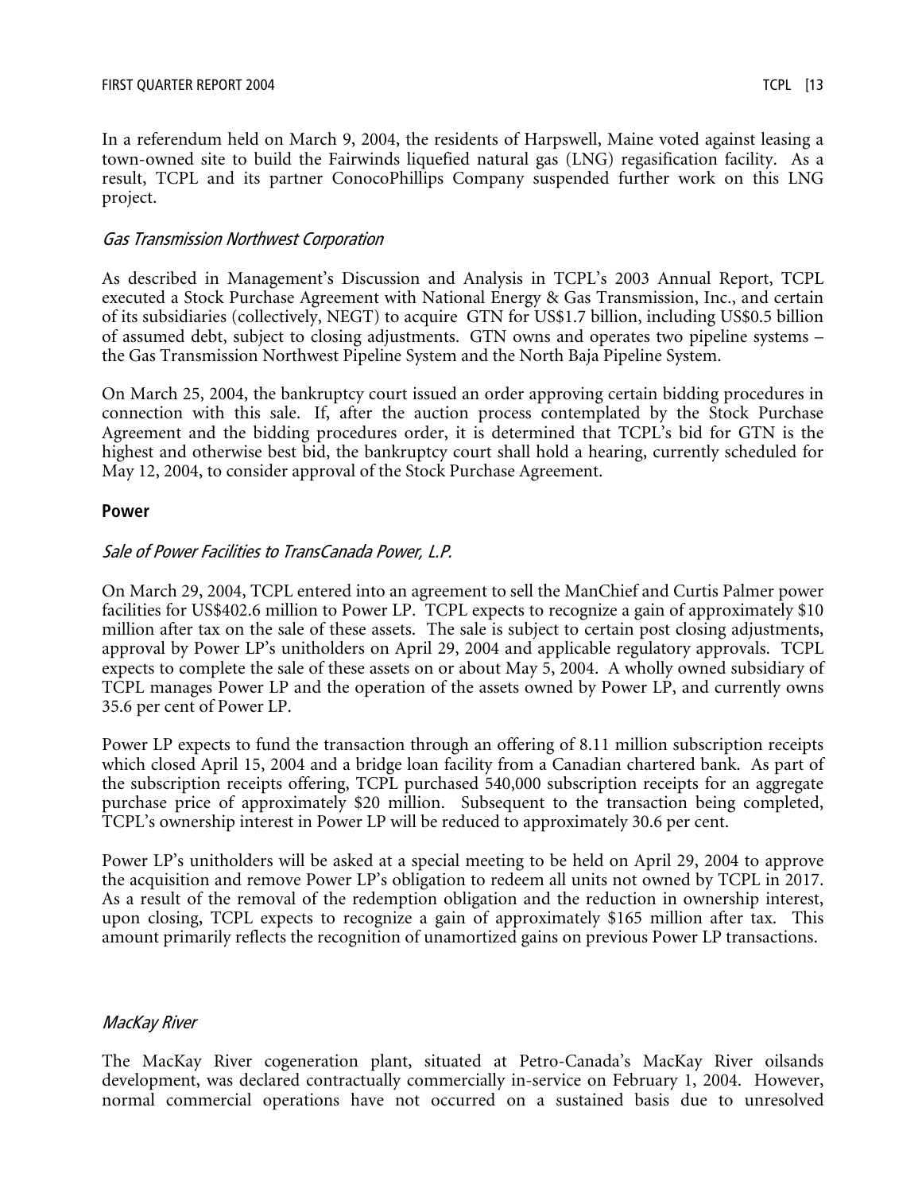In a referendum held on March 9, 2004, the residents of Harpswell, Maine voted against leasing a town-owned site to build the Fairwinds liquefied natural gas (LNG) regasification facility. As a result, TCPL and its partner ConocoPhillips Company suspended further work on this LNG project.

*Gas Transmission Northwest Corporation*

As described in Management's Discussion and Analysis in TCPL's 2003 Annual Report, TCPL executed a Stock Purchase Agreement with National Energy & Gas Transmission, Inc., and certain of its subsidiaries (collectively, NEGT) to acquire GTN for US$1.7 billion, including US$0.5 billion of assumed debt, subject to closing adjustments. GTN owns and operates two pipeline systems – the Gas Transmission Northwest Pipeline System and the North Baja Pipeline System.

On March 25, 2004, the bankruptcy court issued an order approving certain bidding procedures in connection with this sale. If, after the auction process contemplated by the Stock Purchase Agreement and the bidding procedures order, it is determined that TCPL's bid for GTN is the highest and otherwise best bid, the bankruptcy court shall hold a hearing, currently scheduled for May 12, 2004, to consider approval of the Stock Purchase Agreement.

**Power**

*Sale of Power Facilities to TransCanada Power, L.P.*

On March 29, 2004, TCPL entered into an agreement to sell the ManChief and Curtis Palmer power facilities for US$402.6 million to Power LP. TCPL expects to recognize a gain of approximately $10 million after tax on the sale of these assets. The sale is subject to certain post closing adjustments, approval by Power LP's unitholders on April 29, 2004 and applicable regulatory approvals. TCPL expects to complete the sale of these assets on or about May 5, 2004. A wholly owned subsidiary of TCPL manages Power LP and the operation of the assets owned by Power LP, and currently owns 35.6 per cent of Power LP.

Power LP expects to fund the transaction through an offering of 8.11 million subscription receipts which closed April 15, 2004 and a bridge loan facility from a Canadian chartered bank. As part of the subscription receipts offering, TCPL purchased 540,000 subscription receipts for an aggregate purchase price of approximately $20 million. Subsequent to the transaction being completed, TCPL's ownership interest in Power LP will be reduced to approximately 30.6 per cent.

Power LP's unitholders will be asked at a special meeting to be held on April 29, 2004 to approve the acquisition and remove Power LP's obligation to redeem all units not owned by TCPL in 2017. As a result of the removal of the redemption obligation and the reduction in ownership interest, upon closing, TCPL expects to recognize a gain of approximately $165 million after tax. This amount primarily reflects the recognition of unamortized gains on previous Power LP transactions.

*MacKay River*

The MacKay River cogeneration plant, situated at Petro-Canada's MacKay River oilsands development, was declared contractually commercially in-service on February 1, 2004. However, normal commercial operations have not occurred on a sustained basis due to unresolved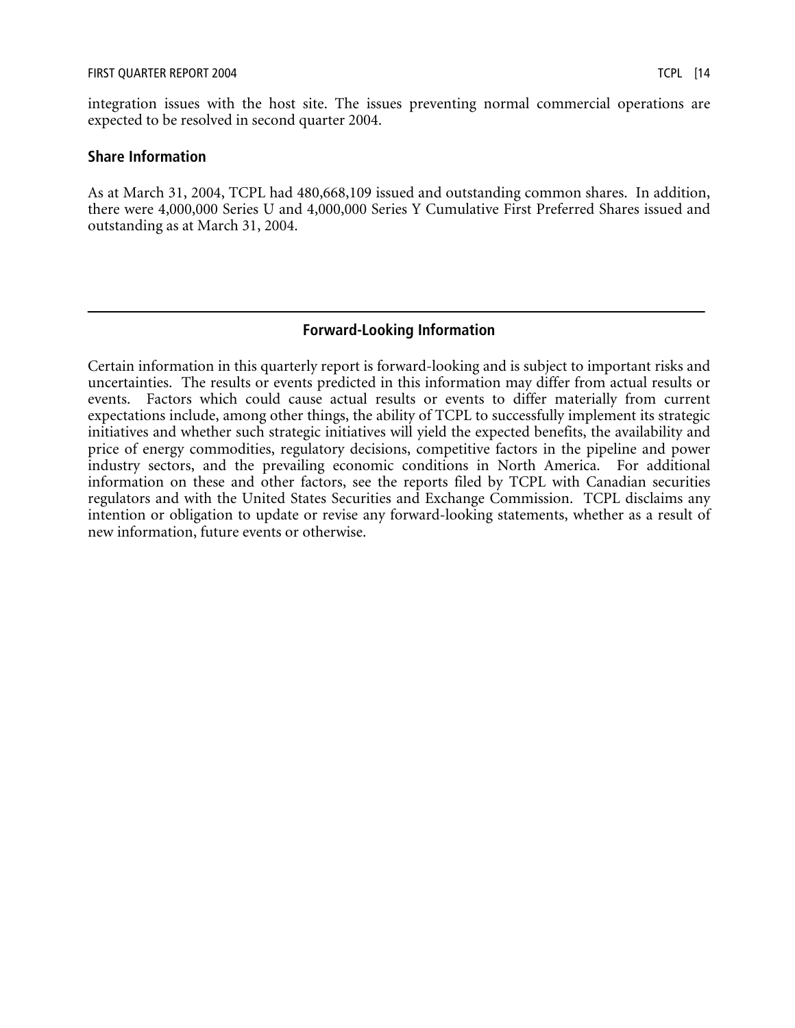integration issues with the host site. The issues preventing normal commercial operations are expected to be resolved in second quarter 2004.

## Share Information

As at March 31, 2004, TCPL had 480,668,109 issued and outstanding common shares. In addition, there were 4,000,000 Series U and 4,000,000 Series Y Cumulative First Preferred Shares issued and outstanding as at March 31, 2004.

---

## Forward-Looking Information

Certain information in this quarterly report is forward-looking and is subject to important risks and uncertainties. The results or events predicted in this information may differ from actual results or events. Factors which could cause actual results or events to differ materially from current expectations include, among other things, the ability of TCPL to successfully implement its strategic initiatives and whether such strategic initiatives will yield the expected benefits, the availability and price of energy commodities, regulatory decisions, competitive factors in the pipeline and power industry sectors, and the prevailing economic conditions in North America. For additional information on these and other factors, see the reports filed by TCPL with Canadian securities regulators and with the United States Securities and Exchange Commission. TCPL disclaims any intention or obligation to update or revise any forward-looking statements, whether as a result of new information, future events or otherwise.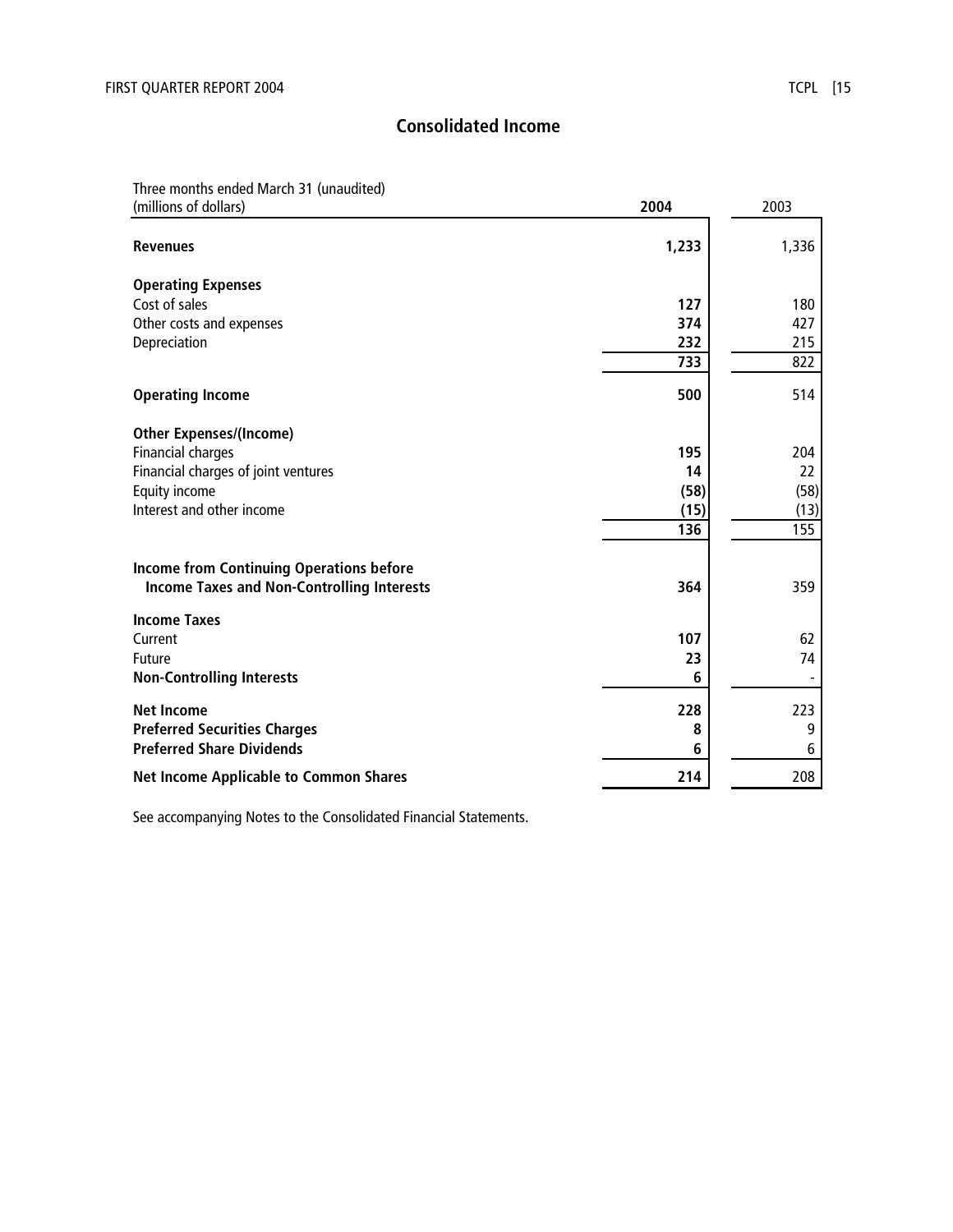## Consolidated Income

| Three months ended March 31 (unaudited)<br>(millions of dollars) | **2004** | 2003 |
|---|---|---|
| **Revenues** | **1,233** | 1,336 |
| **Operating Expenses** | | |
| Cost of sales | **127** | 180 |
| Other costs and expenses | **374** | 427 |
| Depreciation | **232** | 215 |
| | **733** | 822 |
| **Operating Income** | **500** | 514 |
| **Other Expenses/(Income)** | | |
| Financial charges | **195** | 204 |
| Financial charges of joint ventures | **14** | 22 |
| Equity income | **(58)** | (58) |
| Interest and other income | **(15)** | (13) |
| | **136** | 155 |
| **Income from Continuing Operations before Income Taxes and Non-Controlling Interests** | **364** | 359 |
| **Income Taxes** | | |
| Current | **107** | 62 |
| Future | **23** | 74 |
| **Non-Controlling Interests** | **6** | - |
| **Net Income** | **228** | 223 |
| **Preferred Securities Charges** | **8** | 9 |
| **Preferred Share Dividends** | **6** | 6 |
| **Net Income Applicable to Common Shares** | **214** | 208 |

See accompanying Notes to the Consolidated Financial Statements.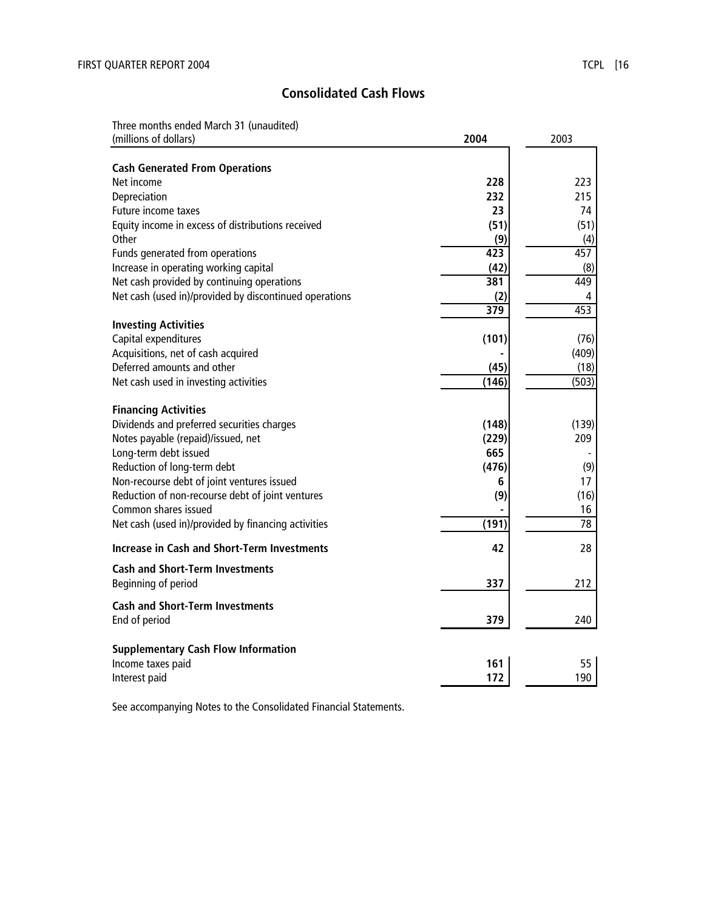## Consolidated Cash Flows

| Three months ended March 31 (unaudited)<br>(millions of dollars) | **2004** | 2003 |
|---|---|---|
| **Cash Generated From Operations** | | |
| Net income | **228** | 223 |
| Depreciation | **232** | 215 |
| Future income taxes | **23** | 74 |
| Equity income in excess of distributions received | **(51)** | (51) |
| Other | **(9)** | (4) |
| Funds generated from operations | **423** | 457 |
| Increase in operating working capital | **(42)** | (8) |
| Net cash provided by continuing operations | **381** | 449 |
| Net cash (used in)/provided by discontinued operations | **(2)** | 4 |
| | **379** | 453 |
| **Investing Activities** | | |
| Capital expenditures | **(101)** | (76) |
| Acquisitions, net of cash acquired | **-** | (409) |
| Deferred amounts and other | **(45)** | (18) |
| Net cash used in investing activities | **(146)** | (503) |
| **Financing Activities** | | |
| Dividends and preferred securities charges | **(148)** | (139) |
| Notes payable (repaid)/issued, net | **(229)** | 209 |
| Long-term debt issued | **665** | - |
| Reduction of long-term debt | **(476)** | (9) |
| Non-recourse debt of joint ventures issued | **6** | 17 |
| Reduction of non-recourse debt of joint ventures | **(9)** | (16) |
| Common shares issued | **-** | 16 |
| Net cash (used in)/provided by financing activities | **(191)** | 78 |
| **Increase in Cash and Short-Term Investments** | **42** | 28 |
| **Cash and Short-Term Investments**<br>Beginning of period | **337** | 212 |
| **Cash and Short-Term Investments**<br>End of period | **379** | 240 |
| **Supplementary Cash Flow Information** | | |
| Income taxes paid | **161** | 55 |
| Interest paid | **172** | 190 |

See accompanying Notes to the Consolidated Financial Statements.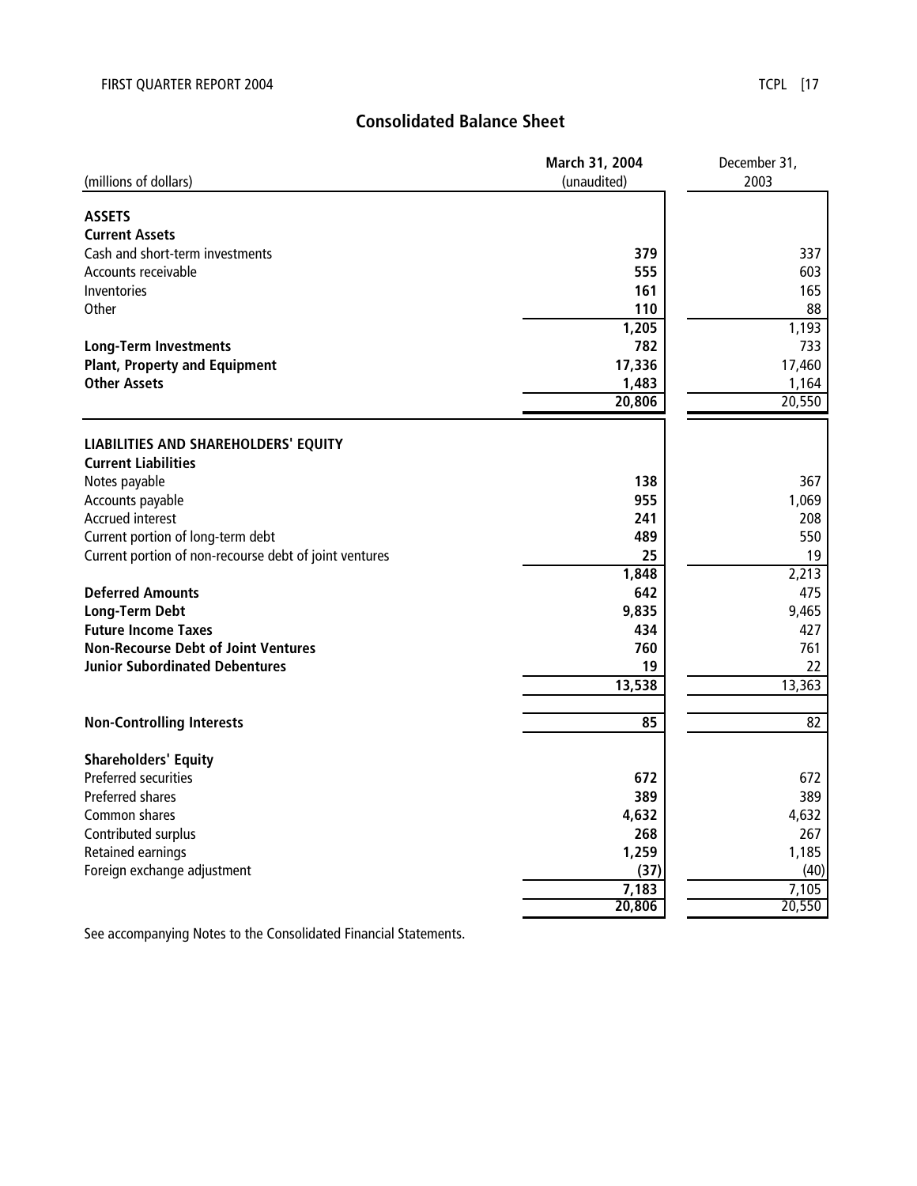## Consolidated Balance Sheet

| (millions of dollars) | March 31, 2004 (unaudited) | December 31, 2003 |
|---|---|---|
| **ASSETS** | | |
| **Current Assets** | | |
| Cash and short-term investments | **379** | 337 |
| Accounts receivable | **555** | 603 |
| Inventories | **161** | 165 |
| Other | **110** | 88 |
| | **1,205** | 1,193 |
| **Long-Term Investments** | **782** | 733 |
| **Plant, Property and Equipment** | **17,336** | 17,460 |
| **Other Assets** | **1,483** | 1,164 |
| | **20,806** | 20,550 |
| **LIABILITIES AND SHAREHOLDERS' EQUITY** | | |
| **Current Liabilities** | | |
| Notes payable | **138** | 367 |
| Accounts payable | **955** | 1,069 |
| Accrued interest | **241** | 208 |
| Current portion of long-term debt | **489** | 550 |
| Current portion of non-recourse debt of joint ventures | **25** | 19 |
| | **1,848** | 2,213 |
| **Deferred Amounts** | **642** | 475 |
| **Long-Term Debt** | **9,835** | 9,465 |
| **Future Income Taxes** | **434** | 427 |
| **Non-Recourse Debt of Joint Ventures** | **760** | 761 |
| **Junior Subordinated Debentures** | **19** | 22 |
| | **13,538** | 13,363 |
| **Non-Controlling Interests** | **85** | 82 |
| **Shareholders' Equity** | | |
| Preferred securities | **672** | 672 |
| Preferred shares | **389** | 389 |
| Common shares | **4,632** | 4,632 |
| Contributed surplus | **268** | 267 |
| Retained earnings | **1,259** | 1,185 |
| Foreign exchange adjustment | **(37)** | (40) |
| | **7,183** | 7,105 |
| | **20,806** | 20,550 |

See accompanying Notes to the Consolidated Financial Statements.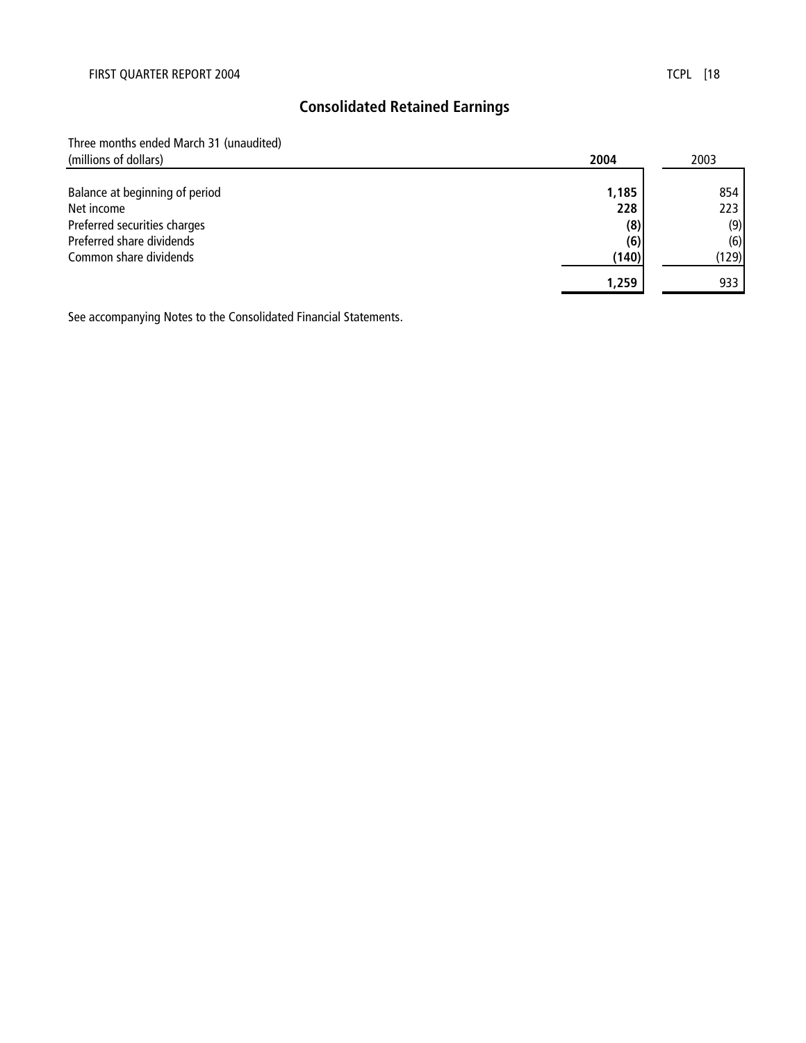# Consolidated Retained Earnings

| Three months ended March 31 (unaudited) (millions of dollars) | **2004** | 2003 |
|---|---|---|
| Balance at beginning of period | **1,185** | 854 |
| Net income | **228** | 223 |
| Preferred securities charges | **(8)** | (9) |
| Preferred share dividends | **(6)** | (6) |
| Common share dividends | **(140)** | (129) |
| | **1,259** | 933 |

See accompanying Notes to the Consolidated Financial Statements.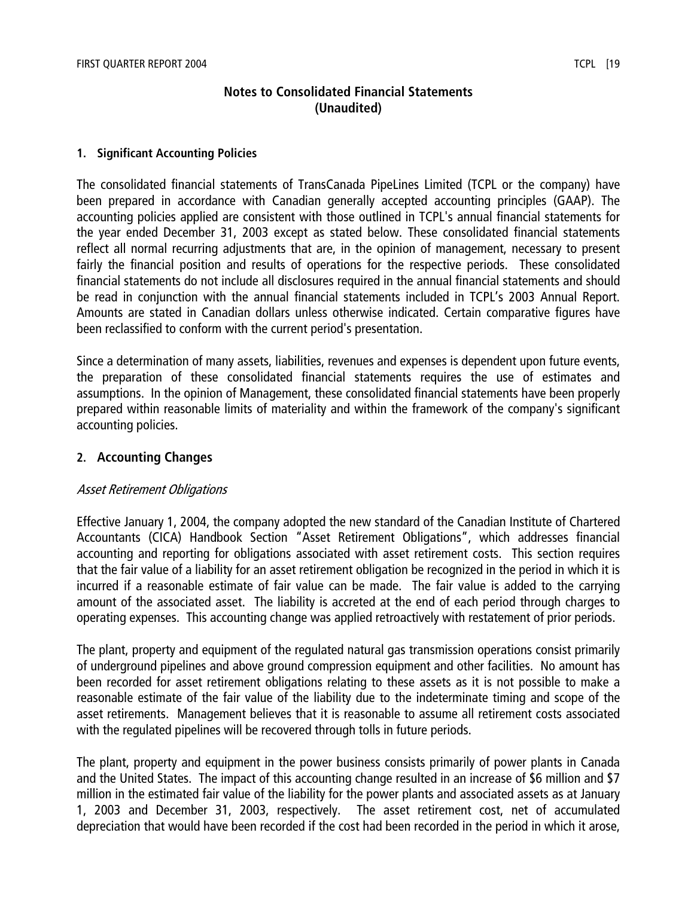# Notes to Consolidated Financial Statements
# (Unaudited)

**1. Significant Accounting Policies**

The consolidated financial statements of TransCanada PipeLines Limited (TCPL or the company) have been prepared in accordance with Canadian generally accepted accounting principles (GAAP). The accounting policies applied are consistent with those outlined in TCPL's annual financial statements for the year ended December 31, 2003 except as stated below. These consolidated financial statements reflect all normal recurring adjustments that are, in the opinion of management, necessary to present fairly the financial position and results of operations for the respective periods. These consolidated financial statements do not include all disclosures required in the annual financial statements and should be read in conjunction with the annual financial statements included in TCPL's 2003 Annual Report. Amounts are stated in Canadian dollars unless otherwise indicated. Certain comparative figures have been reclassified to conform with the current period's presentation.

Since a determination of many assets, liabilities, revenues and expenses is dependent upon future events, the preparation of these consolidated financial statements requires the use of estimates and assumptions. In the opinion of Management, these consolidated financial statements have been properly prepared within reasonable limits of materiality and within the framework of the company's significant accounting policies.

## 2. Accounting Changes

*Asset Retirement Obligations*

Effective January 1, 2004, the company adopted the new standard of the Canadian Institute of Chartered Accountants (CICA) Handbook Section "Asset Retirement Obligations", which addresses financial accounting and reporting for obligations associated with asset retirement costs. This section requires that the fair value of a liability for an asset retirement obligation be recognized in the period in which it is incurred if a reasonable estimate of fair value can be made. The fair value is added to the carrying amount of the associated asset. The liability is accreted at the end of each period through charges to operating expenses. This accounting change was applied retroactively with restatement of prior periods.

The plant, property and equipment of the regulated natural gas transmission operations consist primarily of underground pipelines and above ground compression equipment and other facilities. No amount has been recorded for asset retirement obligations relating to these assets as it is not possible to make a reasonable estimate of the fair value of the liability due to the indeterminate timing and scope of the asset retirements. Management believes that it is reasonable to assume all retirement costs associated with the regulated pipelines will be recovered through tolls in future periods.

The plant, property and equipment in the power business consists primarily of power plants in Canada and the United States. The impact of this accounting change resulted in an increase of $6 million and $7 million in the estimated fair value of the liability for the power plants and associated assets as at January 1, 2003 and December 31, 2003, respectively. The asset retirement cost, net of accumulated depreciation that would have been recorded if the cost had been recorded in the period in which it arose,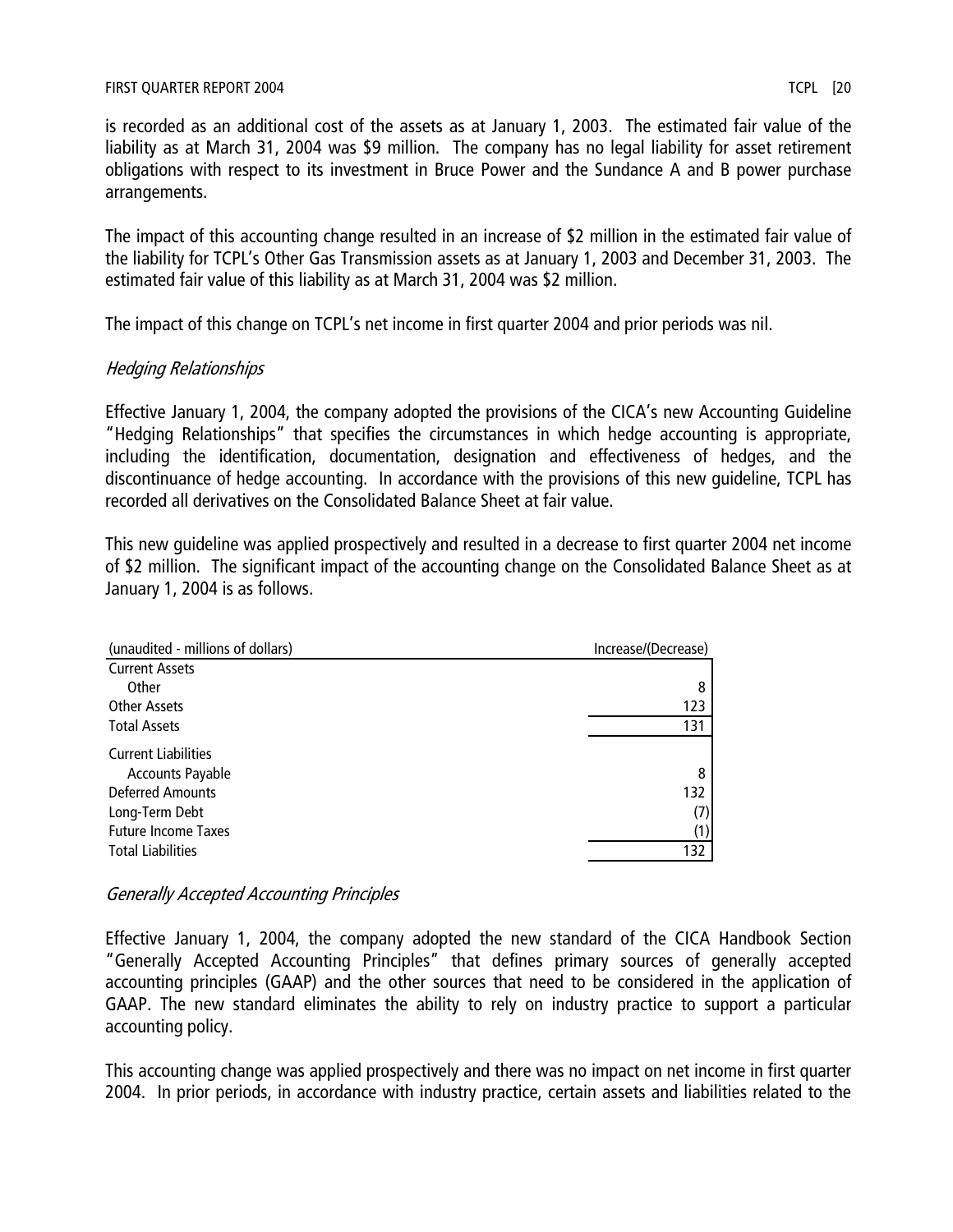is recorded as an additional cost of the assets as at January 1, 2003. The estimated fair value of the liability as at March 31, 2004 was $9 million. The company has no legal liability for asset retirement obligations with respect to its investment in Bruce Power and the Sundance A and B power purchase arrangements.

The impact of this accounting change resulted in an increase of $2 million in the estimated fair value of the liability for TCPL's Other Gas Transmission assets as at January 1, 2003 and December 31, 2003. The estimated fair value of this liability as at March 31, 2004 was $2 million.

The impact of this change on TCPL's net income in first quarter 2004 and prior periods was nil.

### *Hedging Relationships*

Effective January 1, 2004, the company adopted the provisions of the CICA's new Accounting Guideline "Hedging Relationships" that specifies the circumstances in which hedge accounting is appropriate, including the identification, documentation, designation and effectiveness of hedges, and the discontinuance of hedge accounting. In accordance with the provisions of this new guideline, TCPL has recorded all derivatives on the Consolidated Balance Sheet at fair value.

This new guideline was applied prospectively and resulted in a decrease to first quarter 2004 net income of $2 million. The significant impact of the accounting change on the Consolidated Balance Sheet as at January 1, 2004 is as follows.

| (unaudited - millions of dollars) | Increase/(Decrease) |
|---|---|
| Current Assets | |
| Other | 8 |
| Other Assets | 123 |
| Total Assets | 131 |
| Current Liabilities | |
| Accounts Payable | 8 |
| Deferred Amounts | 132 |
| Long-Term Debt | (7) |
| Future Income Taxes | (1) |
| Total Liabilities | 132 |

### *Generally Accepted Accounting Principles*

Effective January 1, 2004, the company adopted the new standard of the CICA Handbook Section "Generally Accepted Accounting Principles" that defines primary sources of generally accepted accounting principles (GAAP) and the other sources that need to be considered in the application of GAAP. The new standard eliminates the ability to rely on industry practice to support a particular accounting policy.

This accounting change was applied prospectively and there was no impact on net income in first quarter 2004. In prior periods, in accordance with industry practice, certain assets and liabilities related to the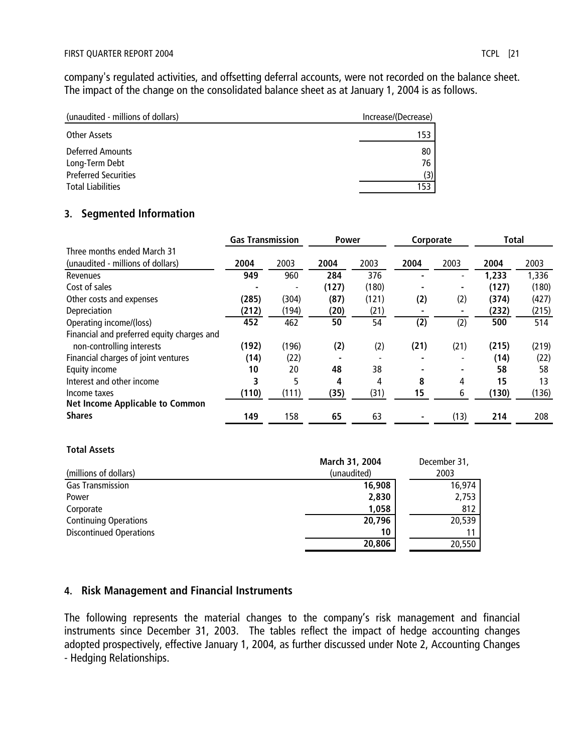company's regulated activities, and offsetting deferral accounts, were not recorded on the balance sheet. The impact of the change on the consolidated balance sheet as at January 1, 2004 is as follows.

| (unaudited - millions of dollars) | Increase/(Decrease) |
|---|---|
| Other Assets | 153 |
| Deferred Amounts | 80 |
| Long-Term Debt | 76 |
| Preferred Securities | (3) |
| Total Liabilities | 153 |

## 3. Segmented Information

| Three months ended March 31 (unaudited - millions of dollars) | Gas Transmission 2004 | Gas Transmission 2003 | Power 2004 | Power 2003 | Corporate 2004 | Corporate 2003 | Total 2004 | Total 2003 |
|---|---|---|---|---|---|---|---|---|
| Revenues | **949** | 960 | **284** | 376 | **-** | - | **1,233** | 1,336 |
| Cost of sales | **-** | - | **(127)** | (180) | **-** | - | **(127)** | (180) |
| Other costs and expenses | **(285)** | (304) | **(87)** | (121) | **(2)** | (2) | **(374)** | (427) |
| Depreciation | **(212)** | (194) | **(20)** | (21) | **-** | - | **(232)** | (215) |
| Operating income/(loss) | **452** | 462 | **50** | 54 | **(2)** | (2) | **500** | 514 |
| Financial and preferred equity charges and non-controlling interests | **(192)** | (196) | **(2)** | (2) | **(21)** | (21) | **(215)** | (219) |
| Financial charges of joint ventures | **(14)** | (22) | **-** | - | **-** | - | **(14)** | (22) |
| Equity income | **10** | 20 | **48** | 38 | **-** | - | **58** | 58 |
| Interest and other income | **3** | 5 | **4** | 4 | **8** | 4 | **15** | 13 |
| Income taxes | **(110)** | (111) | **(35)** | (31) | **15** | 6 | **(130)** | (136) |
| **Net Income Applicable to Common Shares** | **149** | 158 | **65** | 63 | **-** | (13) | **214** | 208 |

**Total Assets**

| (millions of dollars) | March 31, 2004 (unaudited) | December 31, 2003 |
|---|---|---|
| Gas Transmission | **16,908** | 16,974 |
| Power | **2,830** | 2,753 |
| Corporate | **1,058** | 812 |
| Continuing Operations | **20,796** | 20,539 |
| Discontinued Operations | **10** | 11 |
| | **20,806** | 20,550 |

## 4. Risk Management and Financial Instruments

The following represents the material changes to the company's risk management and financial instruments since December 31, 2003. The tables reflect the impact of hedge accounting changes adopted prospectively, effective January 1, 2004, as further discussed under Note 2, Accounting Changes - Hedging Relationships.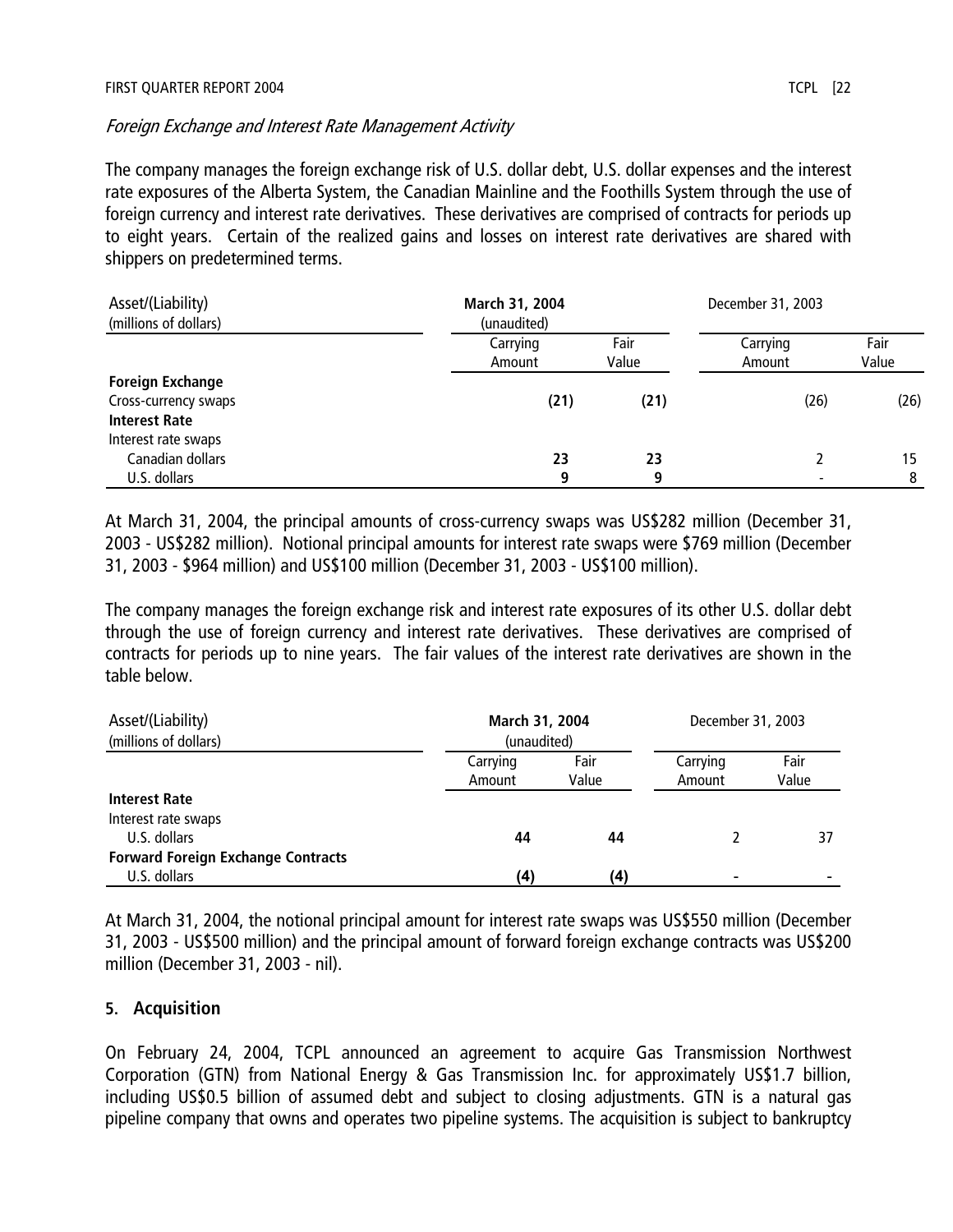*Foreign Exchange and Interest Rate Management Activity*

The company manages the foreign exchange risk of U.S. dollar debt, U.S. dollar expenses and the interest rate exposures of the Alberta System, the Canadian Mainline and the Foothills System through the use of foreign currency and interest rate derivatives. These derivatives are comprised of contracts for periods up to eight years. Certain of the realized gains and losses on interest rate derivatives are shared with shippers on predetermined terms.

| Asset/(Liability) (millions of dollars) | **March 31, 2004** (unaudited) | | December 31, 2003 | |
|---|---|---|---|---|
| | Carrying Amount | Fair Value | Carrying Amount | Fair Value |
| **Foreign Exchange** | | | | |
| Cross-currency swaps | **(21)** | **(21)** | (26) | (26) |
| **Interest Rate** | | | | |
| Interest rate swaps | | | | |
| Canadian dollars | **23** | **23** | 2 | 15 |
| U.S. dollars | **9** | **9** | - | 8 |

At March 31, 2004, the principal amounts of cross-currency swaps was US$282 million (December 31, 2003 - US$282 million). Notional principal amounts for interest rate swaps were $769 million (December 31, 2003 - $964 million) and US$100 million (December 31, 2003 - US$100 million).

The company manages the foreign exchange risk and interest rate exposures of its other U.S. dollar debt through the use of foreign currency and interest rate derivatives. These derivatives are comprised of contracts for periods up to nine years. The fair values of the interest rate derivatives are shown in the table below.

| Asset/(Liability) (millions of dollars) | **March 31, 2004** (unaudited) | | December 31, 2003 | |
|---|---|---|---|---|
| | Carrying Amount | Fair Value | Carrying Amount | Fair Value |
| **Interest Rate** | | | | |
| Interest rate swaps | | | | |
| U.S. dollars | **44** | **44** | 2 | 37 |
| **Forward Foreign Exchange Contracts** | | | | |
| U.S. dollars | **(4)** | **(4)** | - | - |

At March 31, 2004, the notional principal amount for interest rate swaps was US$550 million (December 31, 2003 - US$500 million) and the principal amount of forward foreign exchange contracts was US$200 million (December 31, 2003 - nil).

## 5. Acquisition

On February 24, 2004, TCPL announced an agreement to acquire Gas Transmission Northwest Corporation (GTN) from National Energy & Gas Transmission Inc. for approximately US$1.7 billion, including US$0.5 billion of assumed debt and subject to closing adjustments. GTN is a natural gas pipeline company that owns and operates two pipeline systems. The acquisition is subject to bankruptcy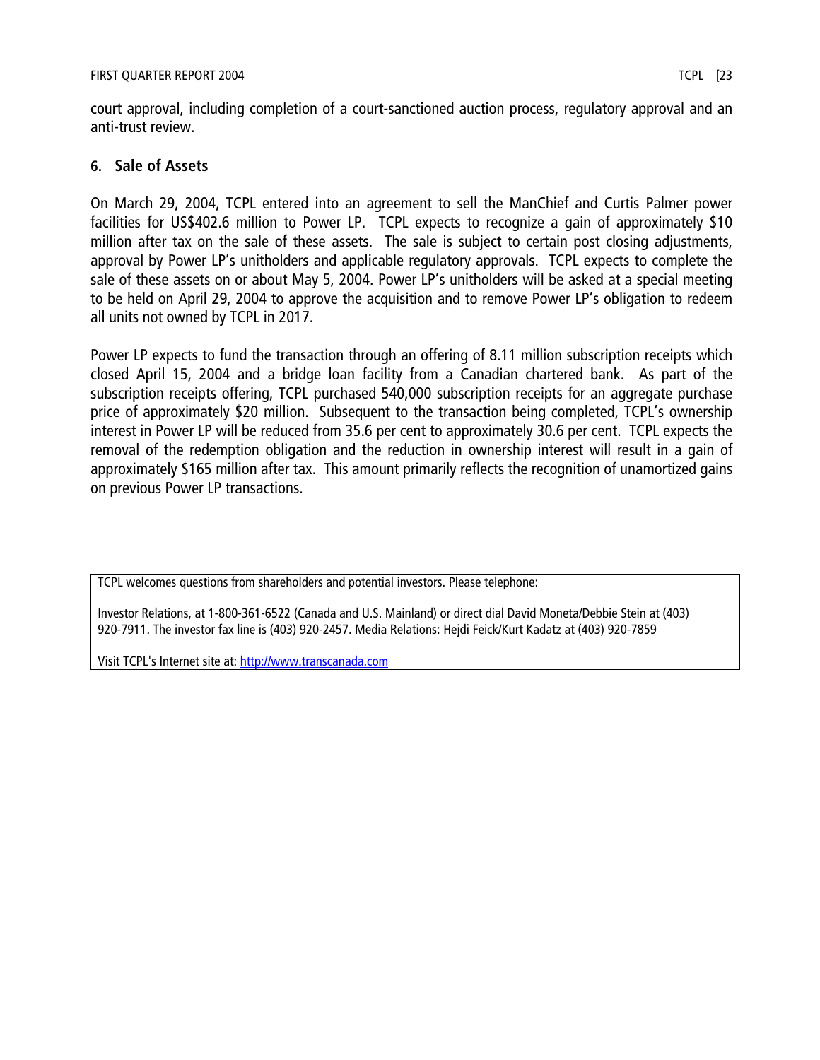court approval, including completion of a court-sanctioned auction process, regulatory approval and an anti-trust review.

## 6. Sale of Assets

On March 29, 2004, TCPL entered into an agreement to sell the ManChief and Curtis Palmer power facilities for US$402.6 million to Power LP. TCPL expects to recognize a gain of approximately $10 million after tax on the sale of these assets. The sale is subject to certain post closing adjustments, approval by Power LP's unitholders and applicable regulatory approvals. TCPL expects to complete the sale of these assets on or about May 5, 2004. Power LP's unitholders will be asked at a special meeting to be held on April 29, 2004 to approve the acquisition and to remove Power LP's obligation to redeem all units not owned by TCPL in 2017.

Power LP expects to fund the transaction through an offering of 8.11 million subscription receipts which closed April 15, 2004 and a bridge loan facility from a Canadian chartered bank. As part of the subscription receipts offering, TCPL purchased 540,000 subscription receipts for an aggregate purchase price of approximately $20 million. Subsequent to the transaction being completed, TCPL's ownership interest in Power LP will be reduced from 35.6 per cent to approximately 30.6 per cent. TCPL expects the removal of the redemption obligation and the reduction in ownership interest will result in a gain of approximately $165 million after tax. This amount primarily reflects the recognition of unamortized gains on previous Power LP transactions.

TCPL welcomes questions from shareholders and potential investors. Please telephone:

Investor Relations, at 1-800-361-6522 (Canada and U.S. Mainland) or direct dial David Moneta/Debbie Stein at (403) 920-7911. The investor fax line is (403) 920-2457. Media Relations: Hejdi Feick/Kurt Kadatz at (403) 920-7859

Visit TCPL's Internet site at: http://www.transcanada.com